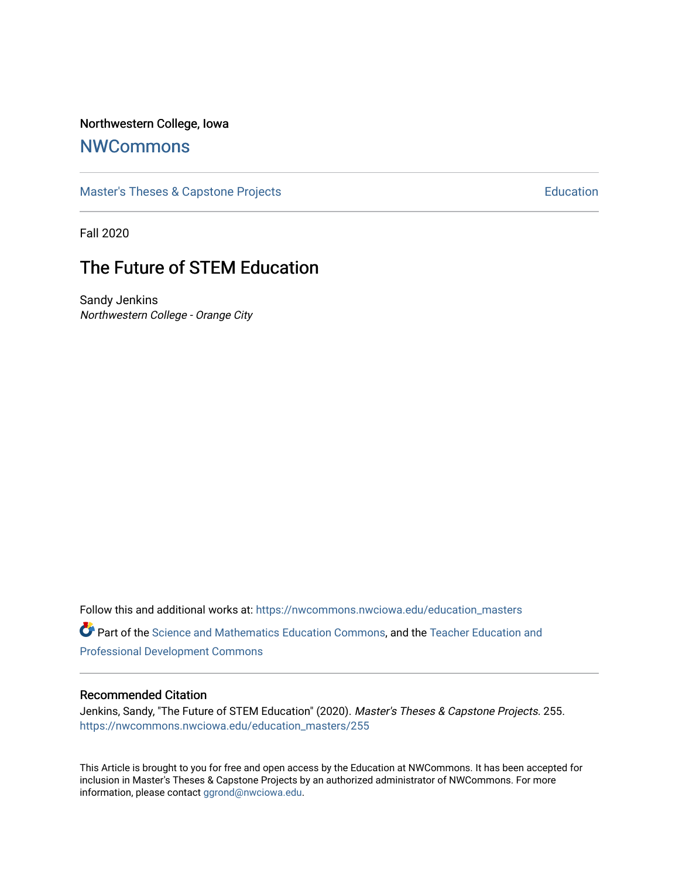Northwestern College, Iowa

# NWCommons

Master's Theses & Capstone Projects | Education

Fall 2020

## The Future of STEM Education

Sandy Jenkins

*Northwestern College - Orange City*

Follow this and additional works at: https://nwcommons.nwciowa.edu/education_masters

Part of the Science and Mathematics Education Commons, and the Teacher Education and Professional Development Commons

### Recommended Citation

Jenkins, Sandy, "The Future of STEM Education" (2020). *Master's Theses & Capstone Projects*. 255. https://nwcommons.nwciowa.edu/education_masters/255

This Article is brought to you for free and open access by the Education at NWCommons. It has been accepted for inclusion in Master's Theses & Capstone Projects by an authorized administrator of NWCommons. For more information, please contact ggrond@nwciowa.edu.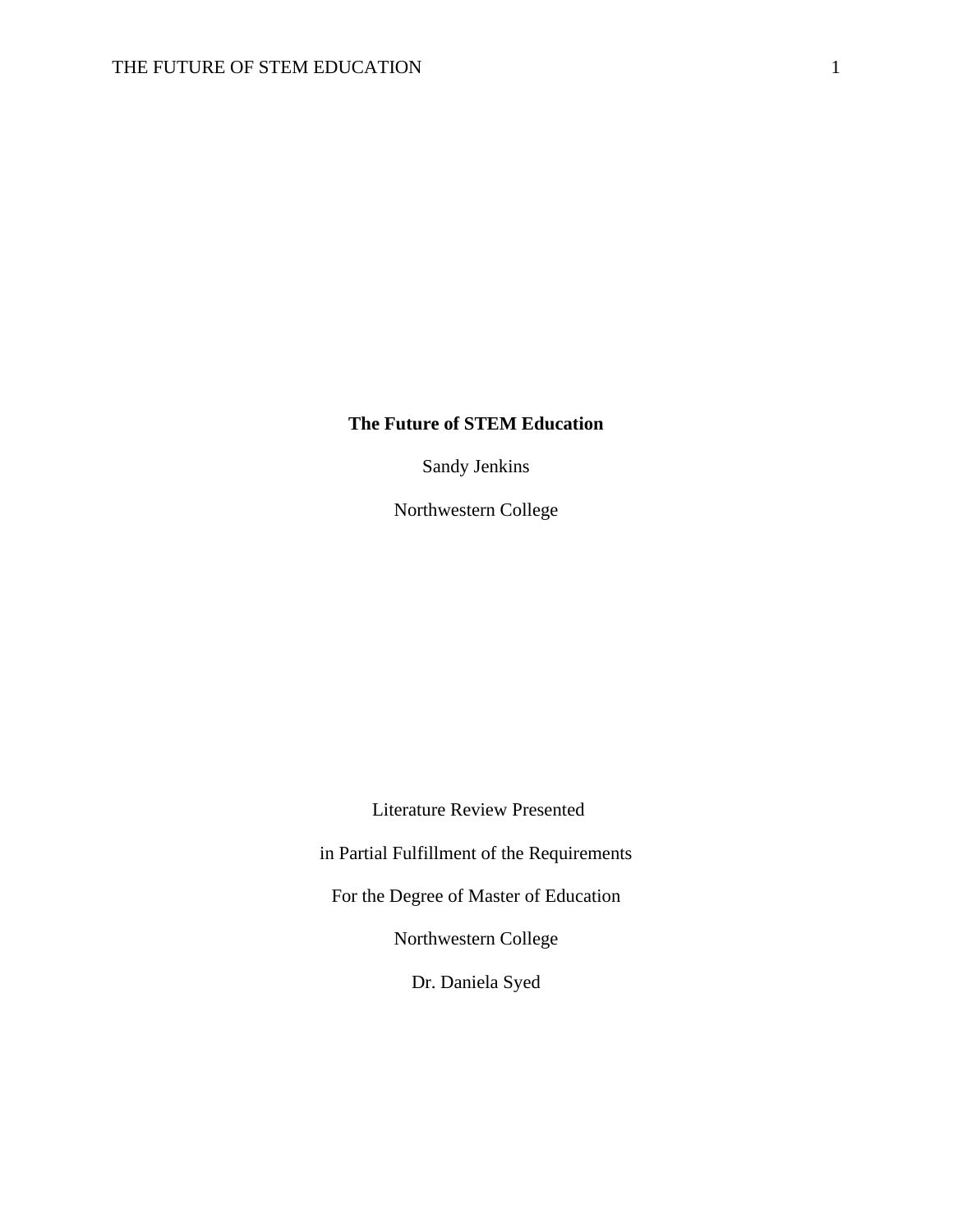**The Future of STEM Education**

Sandy Jenkins

Northwestern College

Literature Review Presented

in Partial Fulfillment of the Requirements

For the Degree of Master of Education

Northwestern College

Dr. Daniela Syed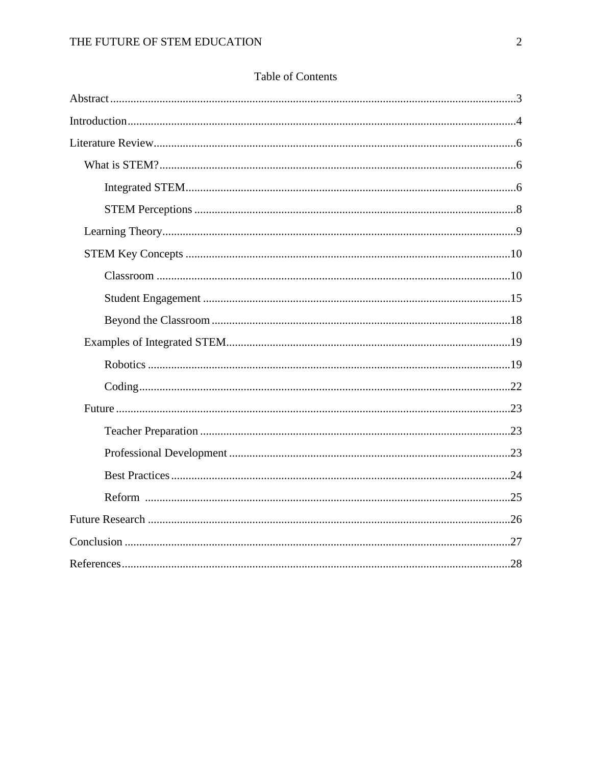# Table of Contents

- Abstract 3
- Introduction 4
- Literature Review 6
  - What is STEM? 6
    - Integrated STEM 6
    - STEM Perceptions 8
  - Learning Theory 9
  - STEM Key Concepts 10
    - Classroom 10
    - Student Engagement 15
    - Beyond the Classroom 18
  - Examples of Integrated STEM 19
    - Robotics 19
    - Coding 22
  - Future 23
    - Teacher Preparation 23
    - Professional Development 23
    - Best Practices 24
    - Reform 25
- Future Research 26
- Conclusion 27
- References 28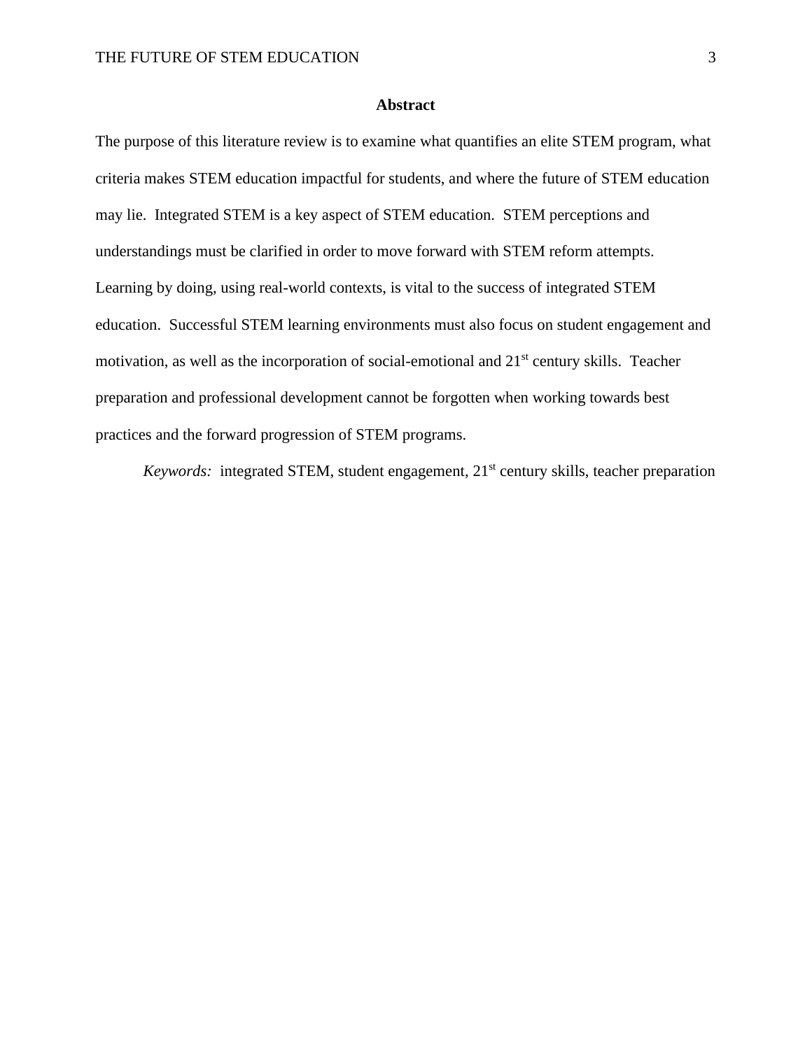# Abstract

The purpose of this literature review is to examine what quantifies an elite STEM program, what criteria makes STEM education impactful for students, and where the future of STEM education may lie. Integrated STEM is a key aspect of STEM education. STEM perceptions and understandings must be clarified in order to move forward with STEM reform attempts. Learning by doing, using real-world contexts, is vital to the success of integrated STEM education. Successful STEM learning environments must also focus on student engagement and motivation, as well as the incorporation of social-emotional and 21st century skills. Teacher preparation and professional development cannot be forgotten when working towards best practices and the forward progression of STEM programs.

*Keywords:* integrated STEM, student engagement, 21st century skills, teacher preparation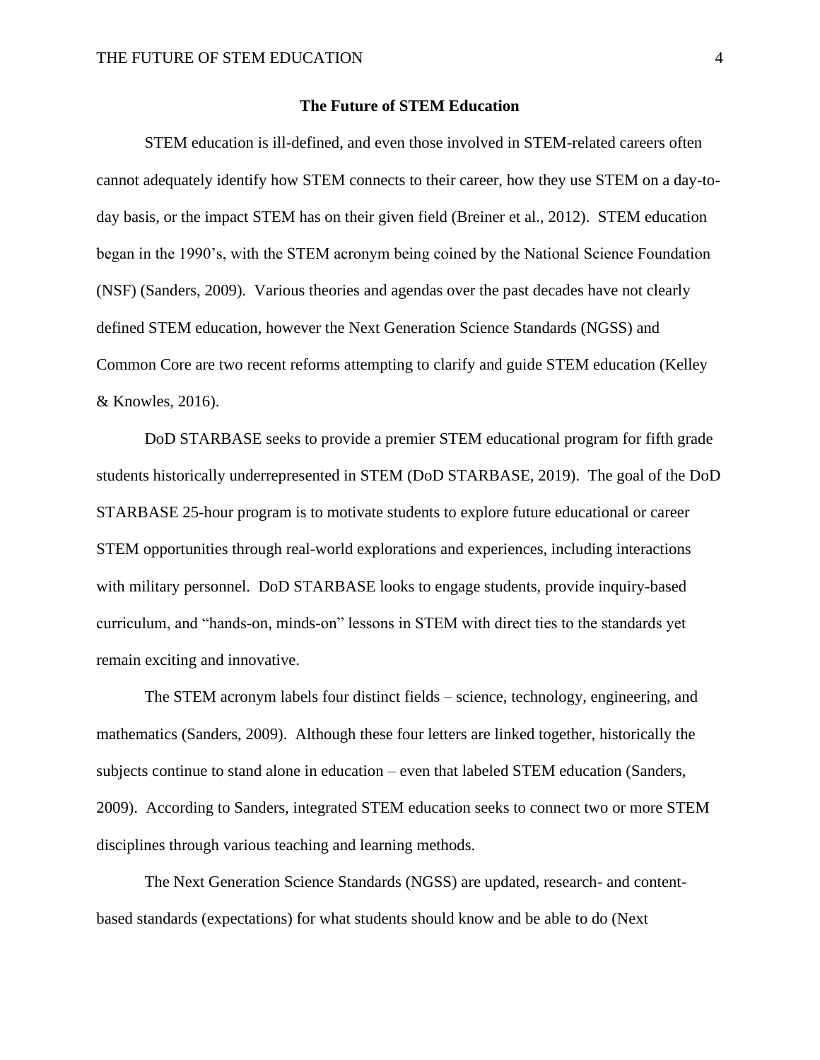## The Future of STEM Education

STEM education is ill-defined, and even those involved in STEM-related careers often cannot adequately identify how STEM connects to their career, how they use STEM on a day-to-day basis, or the impact STEM has on their given field (Breiner et al., 2012). STEM education began in the 1990's, with the STEM acronym being coined by the National Science Foundation (NSF) (Sanders, 2009). Various theories and agendas over the past decades have not clearly defined STEM education, however the Next Generation Science Standards (NGSS) and Common Core are two recent reforms attempting to clarify and guide STEM education (Kelley & Knowles, 2016).

DoD STARBASE seeks to provide a premier STEM educational program for fifth grade students historically underrepresented in STEM (DoD STARBASE, 2019). The goal of the DoD STARBASE 25-hour program is to motivate students to explore future educational or career STEM opportunities through real-world explorations and experiences, including interactions with military personnel. DoD STARBASE looks to engage students, provide inquiry-based curriculum, and "hands-on, minds-on" lessons in STEM with direct ties to the standards yet remain exciting and innovative.

The STEM acronym labels four distinct fields – science, technology, engineering, and mathematics (Sanders, 2009). Although these four letters are linked together, historically the subjects continue to stand alone in education – even that labeled STEM education (Sanders, 2009). According to Sanders, integrated STEM education seeks to connect two or more STEM disciplines through various teaching and learning methods.

The Next Generation Science Standards (NGSS) are updated, research- and content-based standards (expectations) for what students should know and be able to do (Next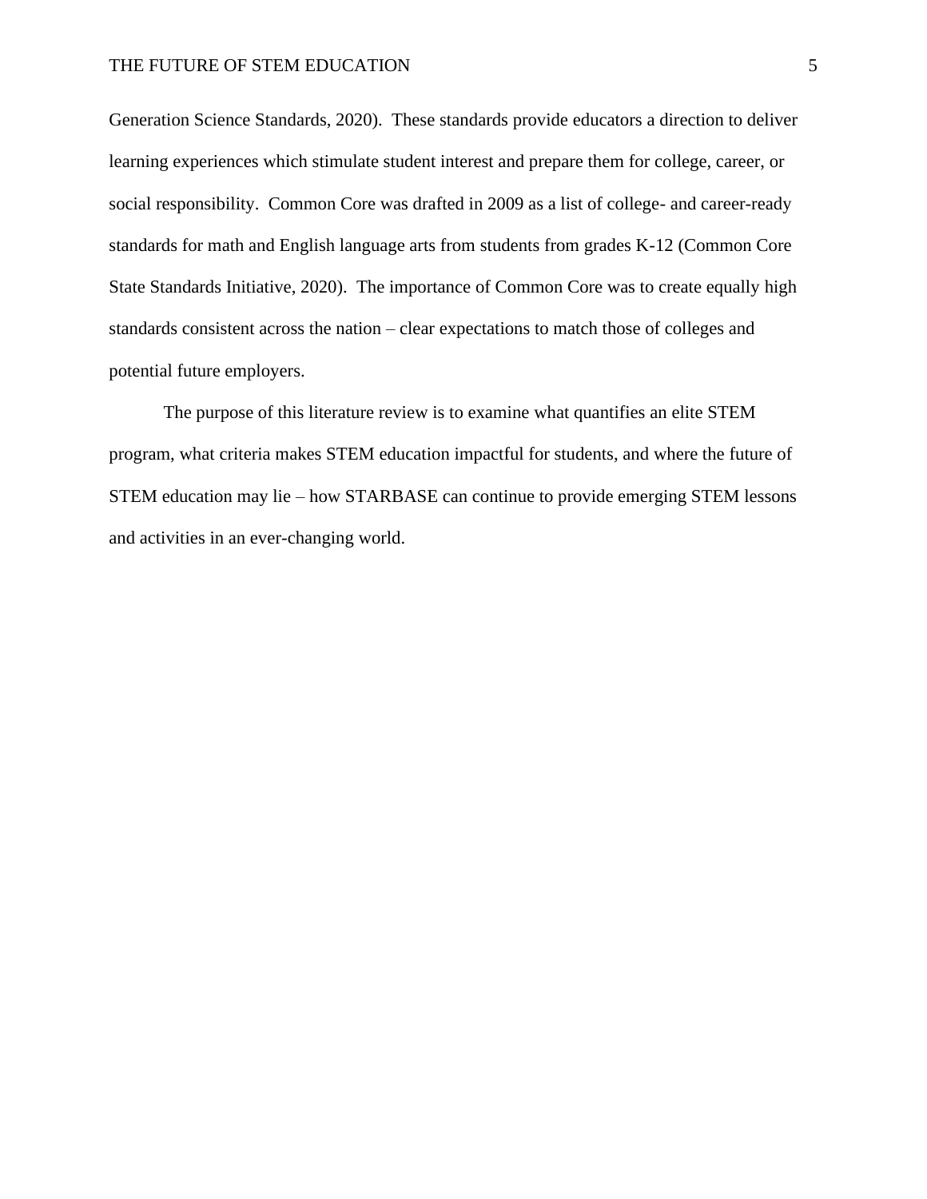Generation Science Standards, 2020). These standards provide educators a direction to deliver learning experiences which stimulate student interest and prepare them for college, career, or social responsibility. Common Core was drafted in 2009 as a list of college- and career-ready standards for math and English language arts from students from grades K-12 (Common Core State Standards Initiative, 2020). The importance of Common Core was to create equally high standards consistent across the nation – clear expectations to match those of colleges and potential future employers.

The purpose of this literature review is to examine what quantifies an elite STEM program, what criteria makes STEM education impactful for students, and where the future of STEM education may lie – how STARBASE can continue to provide emerging STEM lessons and activities in an ever-changing world.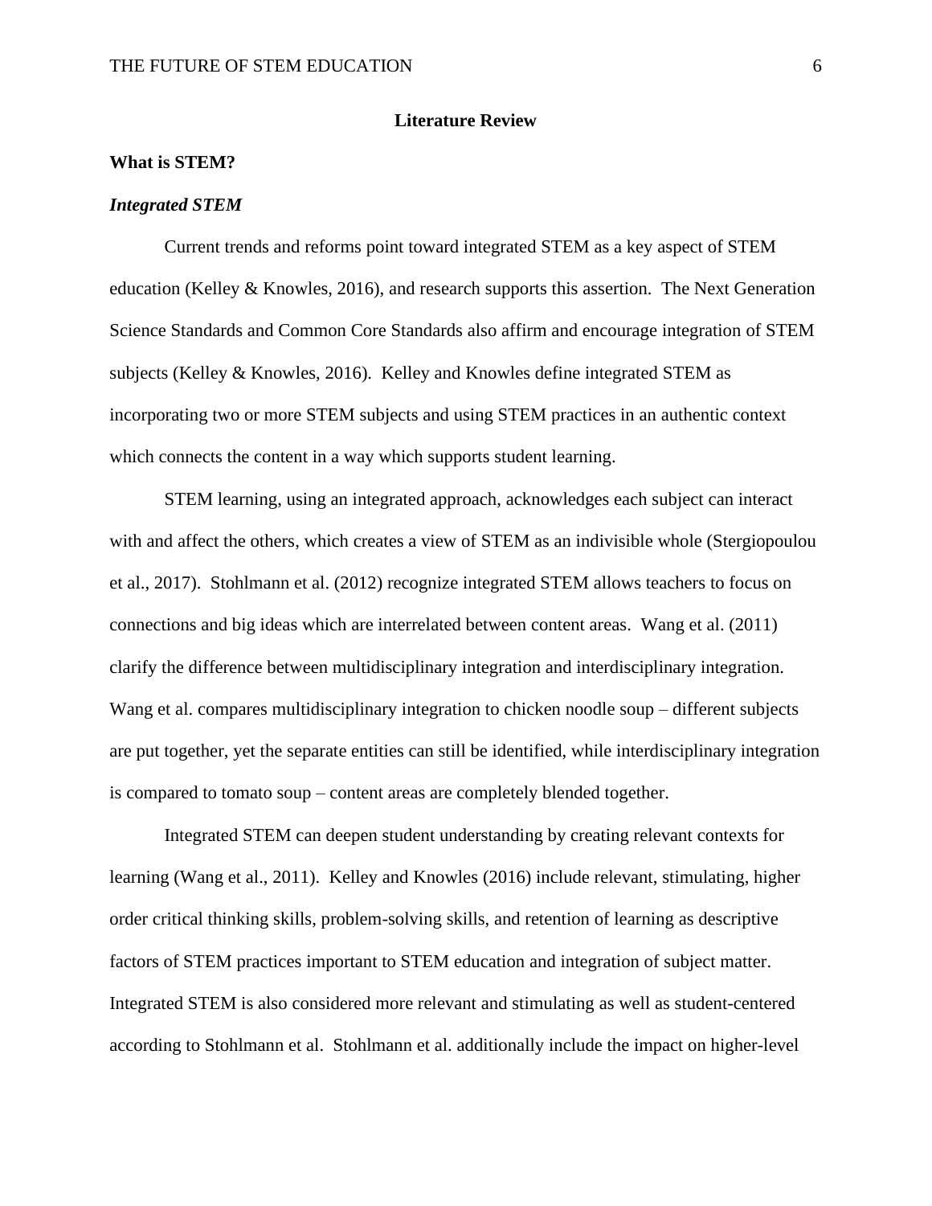# Literature Review

## What is STEM?

### *Integrated STEM*

Current trends and reforms point toward integrated STEM as a key aspect of STEM education (Kelley & Knowles, 2016), and research supports this assertion. The Next Generation Science Standards and Common Core Standards also affirm and encourage integration of STEM subjects (Kelley & Knowles, 2016). Kelley and Knowles define integrated STEM as incorporating two or more STEM subjects and using STEM practices in an authentic context which connects the content in a way which supports student learning.

STEM learning, using an integrated approach, acknowledges each subject can interact with and affect the others, which creates a view of STEM as an indivisible whole (Stergiopoulou et al., 2017). Stohlmann et al. (2012) recognize integrated STEM allows teachers to focus on connections and big ideas which are interrelated between content areas. Wang et al. (2011) clarify the difference between multidisciplinary integration and interdisciplinary integration. Wang et al. compares multidisciplinary integration to chicken noodle soup – different subjects are put together, yet the separate entities can still be identified, while interdisciplinary integration is compared to tomato soup – content areas are completely blended together.

Integrated STEM can deepen student understanding by creating relevant contexts for learning (Wang et al., 2011). Kelley and Knowles (2016) include relevant, stimulating, higher order critical thinking skills, problem-solving skills, and retention of learning as descriptive factors of STEM practices important to STEM education and integration of subject matter. Integrated STEM is also considered more relevant and stimulating as well as student-centered according to Stohlmann et al. Stohlmann et al. additionally include the impact on higher-level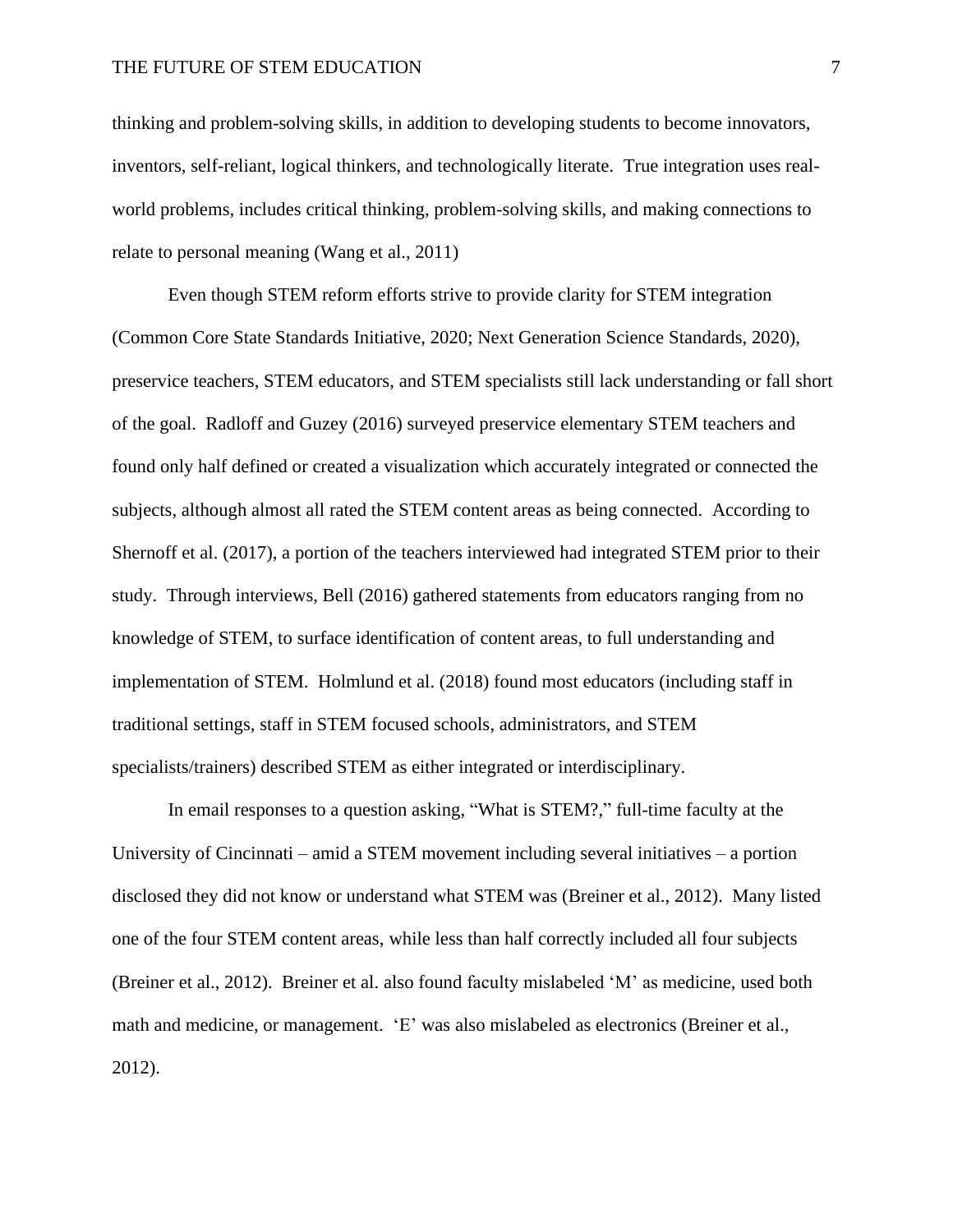thinking and problem-solving skills, in addition to developing students to become innovators, inventors, self-reliant, logical thinkers, and technologically literate. True integration uses real-world problems, includes critical thinking, problem-solving skills, and making connections to relate to personal meaning (Wang et al., 2011)

Even though STEM reform efforts strive to provide clarity for STEM integration (Common Core State Standards Initiative, 2020; Next Generation Science Standards, 2020), preservice teachers, STEM educators, and STEM specialists still lack understanding or fall short of the goal. Radloff and Guzey (2016) surveyed preservice elementary STEM teachers and found only half defined or created a visualization which accurately integrated or connected the subjects, although almost all rated the STEM content areas as being connected. According to Shernoff et al. (2017), a portion of the teachers interviewed had integrated STEM prior to their study. Through interviews, Bell (2016) gathered statements from educators ranging from no knowledge of STEM, to surface identification of content areas, to full understanding and implementation of STEM. Holmlund et al. (2018) found most educators (including staff in traditional settings, staff in STEM focused schools, administrators, and STEM specialists/trainers) described STEM as either integrated or interdisciplinary.

In email responses to a question asking, "What is STEM?," full-time faculty at the University of Cincinnati – amid a STEM movement including several initiatives – a portion disclosed they did not know or understand what STEM was (Breiner et al., 2012). Many listed one of the four STEM content areas, while less than half correctly included all four subjects (Breiner et al., 2012). Breiner et al. also found faculty mislabeled 'M' as medicine, used both math and medicine, or management. 'E' was also mislabeled as electronics (Breiner et al., 2012).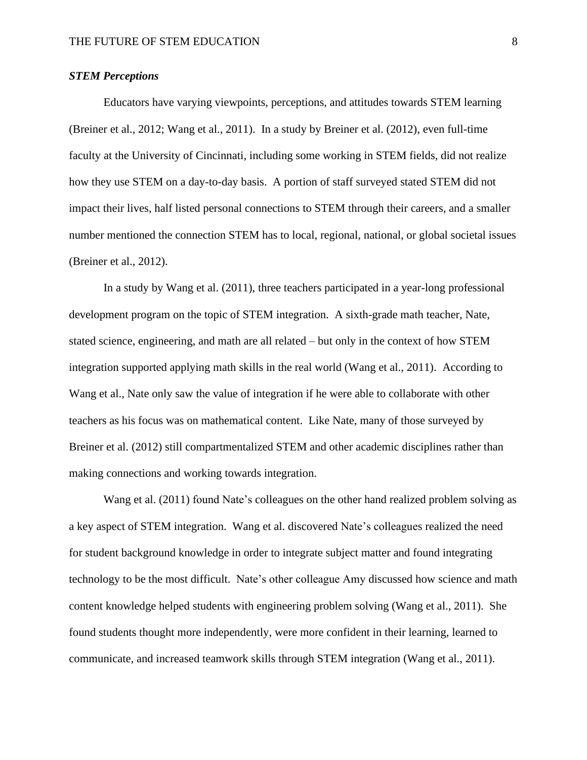### ***STEM Perceptions***

Educators have varying viewpoints, perceptions, and attitudes towards STEM learning (Breiner et al., 2012; Wang et al., 2011). In a study by Breiner et al. (2012), even full-time faculty at the University of Cincinnati, including some working in STEM fields, did not realize how they use STEM on a day-to-day basis. A portion of staff surveyed stated STEM did not impact their lives, half listed personal connections to STEM through their careers, and a smaller number mentioned the connection STEM has to local, regional, national, or global societal issues (Breiner et al., 2012).

In a study by Wang et al. (2011), three teachers participated in a year-long professional development program on the topic of STEM integration. A sixth-grade math teacher, Nate, stated science, engineering, and math are all related – but only in the context of how STEM integration supported applying math skills in the real world (Wang et al., 2011). According to Wang et al., Nate only saw the value of integration if he were able to collaborate with other teachers as his focus was on mathematical content. Like Nate, many of those surveyed by Breiner et al. (2012) still compartmentalized STEM and other academic disciplines rather than making connections and working towards integration.

Wang et al. (2011) found Nate's colleagues on the other hand realized problem solving as a key aspect of STEM integration. Wang et al. discovered Nate's colleagues realized the need for student background knowledge in order to integrate subject matter and found integrating technology to be the most difficult. Nate's other colleague Amy discussed how science and math content knowledge helped students with engineering problem solving (Wang et al., 2011). She found students thought more independently, were more confident in their learning, learned to communicate, and increased teamwork skills through STEM integration (Wang et al., 2011).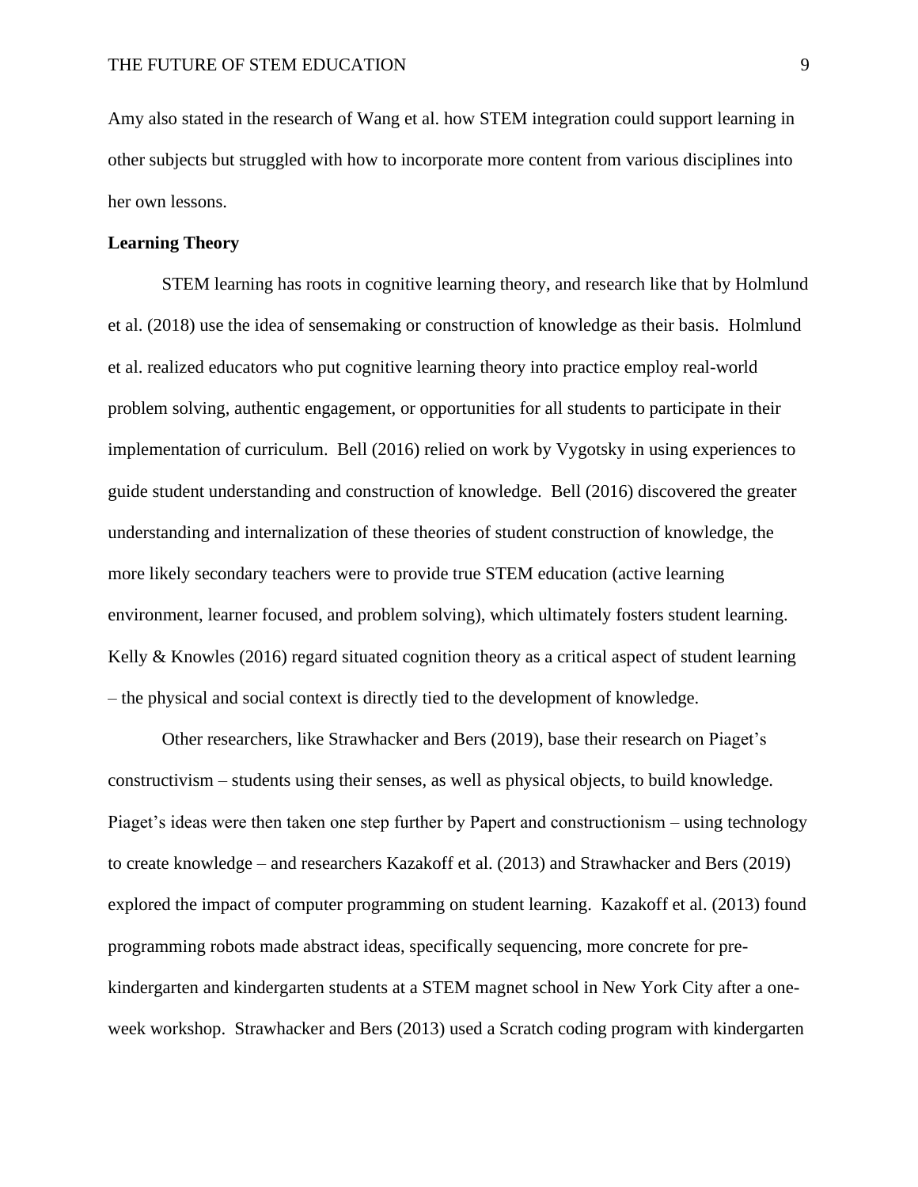Amy also stated in the research of Wang et al. how STEM integration could support learning in other subjects but struggled with how to incorporate more content from various disciplines into her own lessons.

**Learning Theory**

STEM learning has roots in cognitive learning theory, and research like that by Holmlund et al. (2018) use the idea of sensemaking or construction of knowledge as their basis. Holmlund et al. realized educators who put cognitive learning theory into practice employ real-world problem solving, authentic engagement, or opportunities for all students to participate in their implementation of curriculum. Bell (2016) relied on work by Vygotsky in using experiences to guide student understanding and construction of knowledge. Bell (2016) discovered the greater understanding and internalization of these theories of student construction of knowledge, the more likely secondary teachers were to provide true STEM education (active learning environment, learner focused, and problem solving), which ultimately fosters student learning. Kelly & Knowles (2016) regard situated cognition theory as a critical aspect of student learning – the physical and social context is directly tied to the development of knowledge.

Other researchers, like Strawhacker and Bers (2019), base their research on Piaget's constructivism – students using their senses, as well as physical objects, to build knowledge. Piaget's ideas were then taken one step further by Papert and constructionism – using technology to create knowledge – and researchers Kazakoff et al. (2013) and Strawhacker and Bers (2019) explored the impact of computer programming on student learning. Kazakoff et al. (2013) found programming robots made abstract ideas, specifically sequencing, more concrete for pre-kindergarten and kindergarten students at a STEM magnet school in New York City after a one-week workshop. Strawhacker and Bers (2013) used a Scratch coding program with kindergarten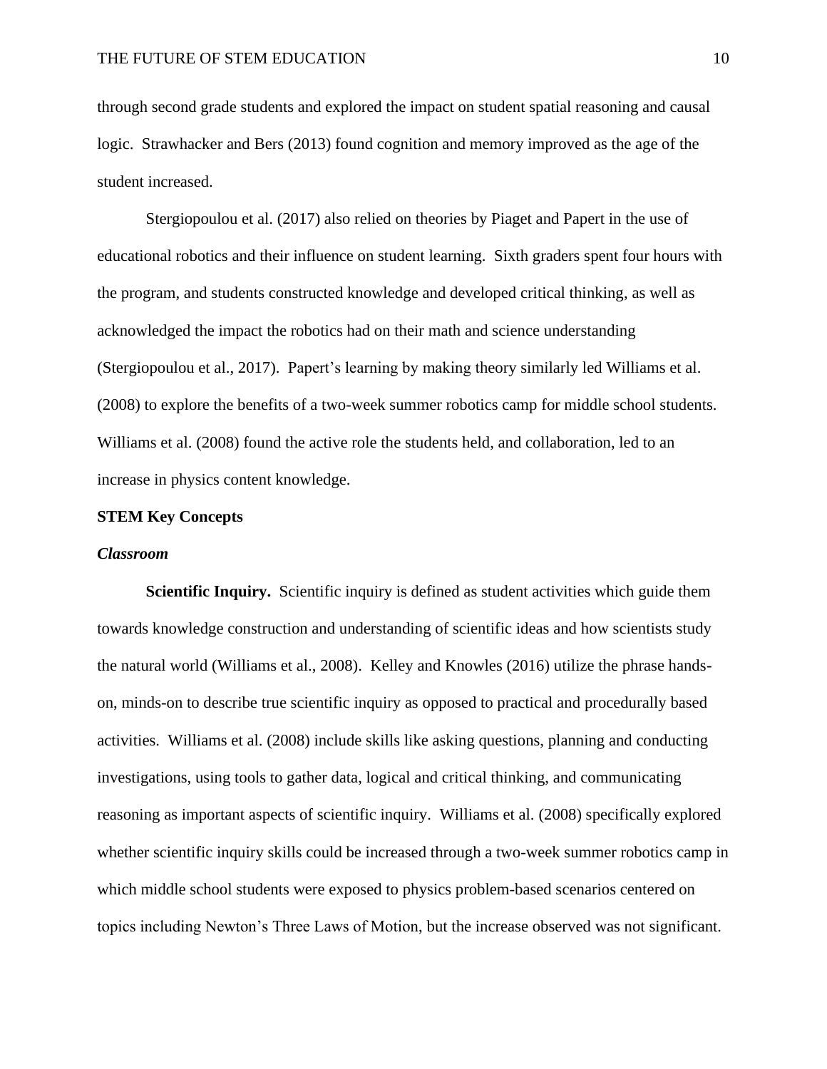through second grade students and explored the impact on student spatial reasoning and causal logic. Strawhacker and Bers (2013) found cognition and memory improved as the age of the student increased.

Stergiopoulou et al. (2017) also relied on theories by Piaget and Papert in the use of educational robotics and their influence on student learning. Sixth graders spent four hours with the program, and students constructed knowledge and developed critical thinking, as well as acknowledged the impact the robotics had on their math and science understanding (Stergiopoulou et al., 2017). Papert's learning by making theory similarly led Williams et al. (2008) to explore the benefits of a two-week summer robotics camp for middle school students. Williams et al. (2008) found the active role the students held, and collaboration, led to an increase in physics content knowledge.

## STEM Key Concepts

### *Classroom*

**Scientific Inquiry.** Scientific inquiry is defined as student activities which guide them towards knowledge construction and understanding of scientific ideas and how scientists study the natural world (Williams et al., 2008). Kelley and Knowles (2016) utilize the phrase hands-on, minds-on to describe true scientific inquiry as opposed to practical and procedurally based activities. Williams et al. (2008) include skills like asking questions, planning and conducting investigations, using tools to gather data, logical and critical thinking, and communicating reasoning as important aspects of scientific inquiry. Williams et al. (2008) specifically explored whether scientific inquiry skills could be increased through a two-week summer robotics camp in which middle school students were exposed to physics problem-based scenarios centered on topics including Newton's Three Laws of Motion, but the increase observed was not significant.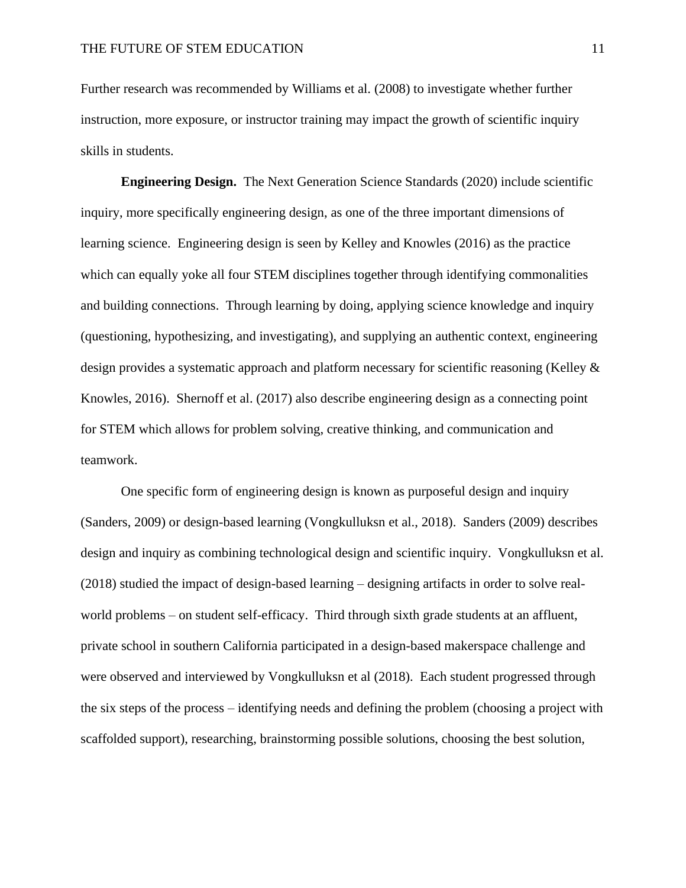Further research was recommended by Williams et al. (2008) to investigate whether further instruction, more exposure, or instructor training may impact the growth of scientific inquiry skills in students.

**Engineering Design.** The Next Generation Science Standards (2020) include scientific inquiry, more specifically engineering design, as one of the three important dimensions of learning science. Engineering design is seen by Kelley and Knowles (2016) as the practice which can equally yoke all four STEM disciplines together through identifying commonalities and building connections. Through learning by doing, applying science knowledge and inquiry (questioning, hypothesizing, and investigating), and supplying an authentic context, engineering design provides a systematic approach and platform necessary for scientific reasoning (Kelley & Knowles, 2016). Shernoff et al. (2017) also describe engineering design as a connecting point for STEM which allows for problem solving, creative thinking, and communication and teamwork.

One specific form of engineering design is known as purposeful design and inquiry (Sanders, 2009) or design-based learning (Vongkulluksn et al., 2018). Sanders (2009) describes design and inquiry as combining technological design and scientific inquiry. Vongkulluksn et al. (2018) studied the impact of design-based learning – designing artifacts in order to solve real-world problems – on student self-efficacy. Third through sixth grade students at an affluent, private school in southern California participated in a design-based makerspace challenge and were observed and interviewed by Vongkulluksn et al (2018). Each student progressed through the six steps of the process – identifying needs and defining the problem (choosing a project with scaffolded support), researching, brainstorming possible solutions, choosing the best solution,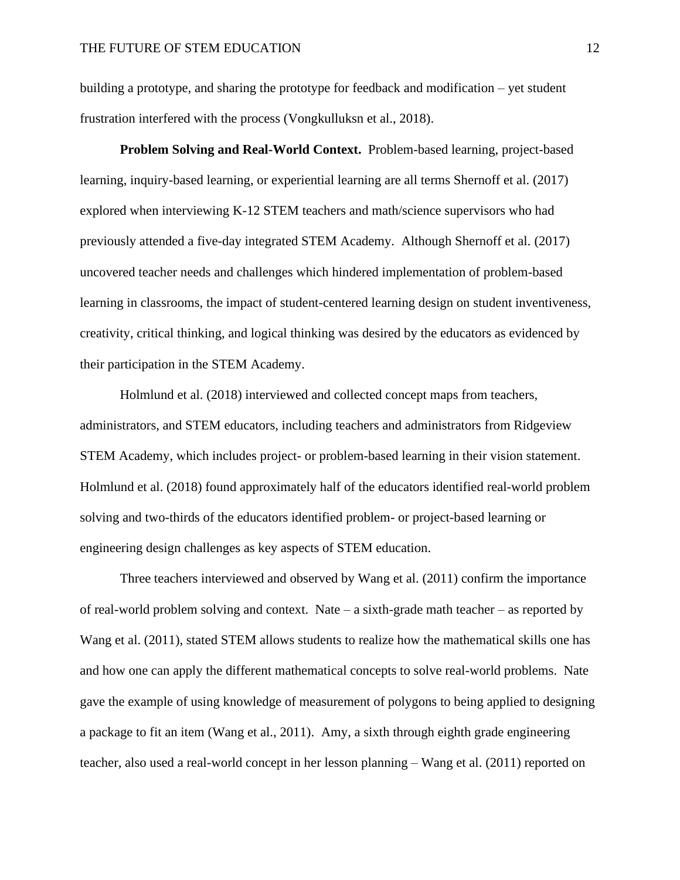building a prototype, and sharing the prototype for feedback and modification – yet student frustration interfered with the process (Vongkulluksn et al., 2018).

**Problem Solving and Real-World Context.** Problem-based learning, project-based learning, inquiry-based learning, or experiential learning are all terms Shernoff et al. (2017) explored when interviewing K-12 STEM teachers and math/science supervisors who had previously attended a five-day integrated STEM Academy. Although Shernoff et al. (2017) uncovered teacher needs and challenges which hindered implementation of problem-based learning in classrooms, the impact of student-centered learning design on student inventiveness, creativity, critical thinking, and logical thinking was desired by the educators as evidenced by their participation in the STEM Academy.

Holmlund et al. (2018) interviewed and collected concept maps from teachers, administrators, and STEM educators, including teachers and administrators from Ridgeview STEM Academy, which includes project- or problem-based learning in their vision statement. Holmlund et al. (2018) found approximately half of the educators identified real-world problem solving and two-thirds of the educators identified problem- or project-based learning or engineering design challenges as key aspects of STEM education.

Three teachers interviewed and observed by Wang et al. (2011) confirm the importance of real-world problem solving and context. Nate – a sixth-grade math teacher – as reported by Wang et al. (2011), stated STEM allows students to realize how the mathematical skills one has and how one can apply the different mathematical concepts to solve real-world problems. Nate gave the example of using knowledge of measurement of polygons to being applied to designing a package to fit an item (Wang et al., 2011). Amy, a sixth through eighth grade engineering teacher, also used a real-world concept in her lesson planning – Wang et al. (2011) reported on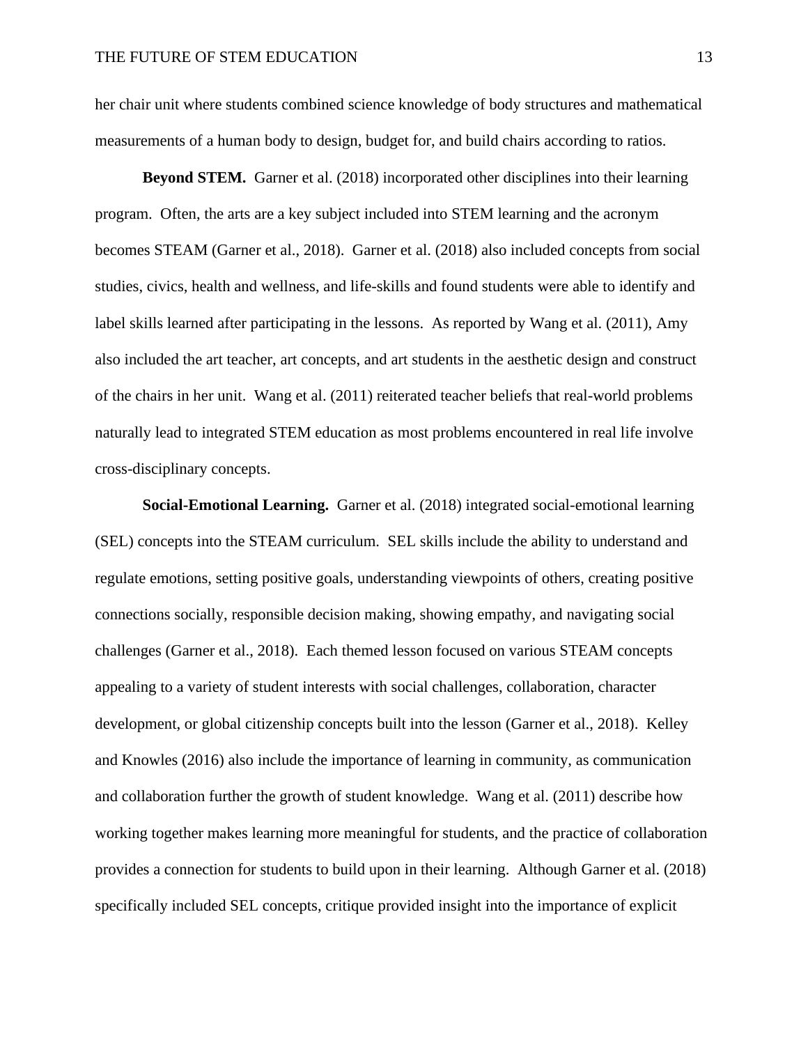her chair unit where students combined science knowledge of body structures and mathematical measurements of a human body to design, budget for, and build chairs according to ratios.

**Beyond STEM.** Garner et al. (2018) incorporated other disciplines into their learning program. Often, the arts are a key subject included into STEM learning and the acronym becomes STEAM (Garner et al., 2018). Garner et al. (2018) also included concepts from social studies, civics, health and wellness, and life-skills and found students were able to identify and label skills learned after participating in the lessons. As reported by Wang et al. (2011), Amy also included the art teacher, art concepts, and art students in the aesthetic design and construct of the chairs in her unit. Wang et al. (2011) reiterated teacher beliefs that real-world problems naturally lead to integrated STEM education as most problems encountered in real life involve cross-disciplinary concepts.

**Social-Emotional Learning.** Garner et al. (2018) integrated social-emotional learning (SEL) concepts into the STEAM curriculum. SEL skills include the ability to understand and regulate emotions, setting positive goals, understanding viewpoints of others, creating positive connections socially, responsible decision making, showing empathy, and navigating social challenges (Garner et al., 2018). Each themed lesson focused on various STEAM concepts appealing to a variety of student interests with social challenges, collaboration, character development, or global citizenship concepts built into the lesson (Garner et al., 2018). Kelley and Knowles (2016) also include the importance of learning in community, as communication and collaboration further the growth of student knowledge. Wang et al. (2011) describe how working together makes learning more meaningful for students, and the practice of collaboration provides a connection for students to build upon in their learning. Although Garner et al. (2018) specifically included SEL concepts, critique provided insight into the importance of explicit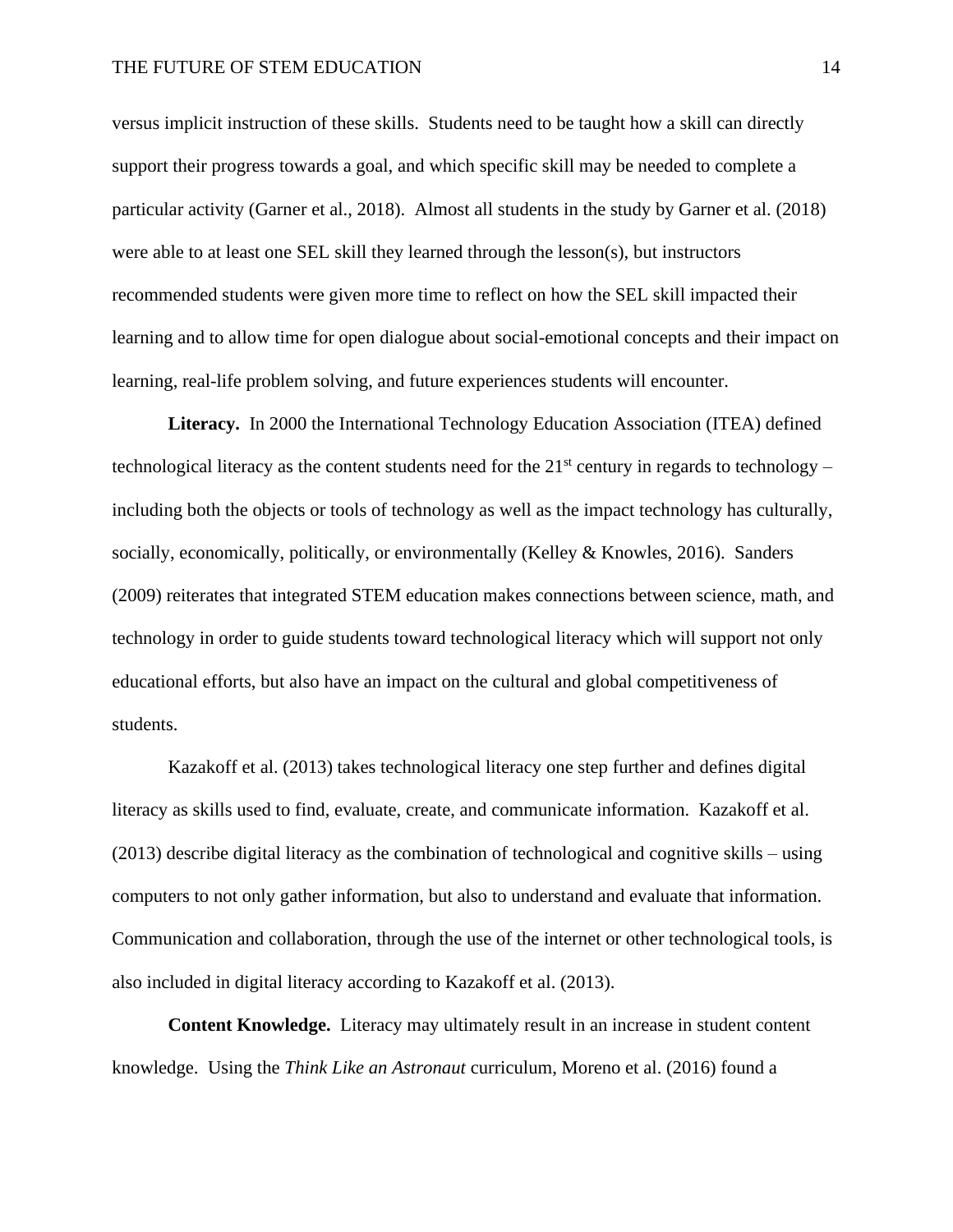versus implicit instruction of these skills. Students need to be taught how a skill can directly support their progress towards a goal, and which specific skill may be needed to complete a particular activity (Garner et al., 2018). Almost all students in the study by Garner et al. (2018) were able to at least one SEL skill they learned through the lesson(s), but instructors recommended students were given more time to reflect on how the SEL skill impacted their learning and to allow time for open dialogue about social-emotional concepts and their impact on learning, real-life problem solving, and future experiences students will encounter.

**Literacy.** In 2000 the International Technology Education Association (ITEA) defined technological literacy as the content students need for the 21st century in regards to technology – including both the objects or tools of technology as well as the impact technology has culturally, socially, economically, politically, or environmentally (Kelley & Knowles, 2016). Sanders (2009) reiterates that integrated STEM education makes connections between science, math, and technology in order to guide students toward technological literacy which will support not only educational efforts, but also have an impact on the cultural and global competitiveness of students.

Kazakoff et al. (2013) takes technological literacy one step further and defines digital literacy as skills used to find, evaluate, create, and communicate information. Kazakoff et al. (2013) describe digital literacy as the combination of technological and cognitive skills – using computers to not only gather information, but also to understand and evaluate that information. Communication and collaboration, through the use of the internet or other technological tools, is also included in digital literacy according to Kazakoff et al. (2013).

**Content Knowledge.** Literacy may ultimately result in an increase in student content knowledge. Using the *Think Like an Astronaut* curriculum, Moreno et al. (2016) found a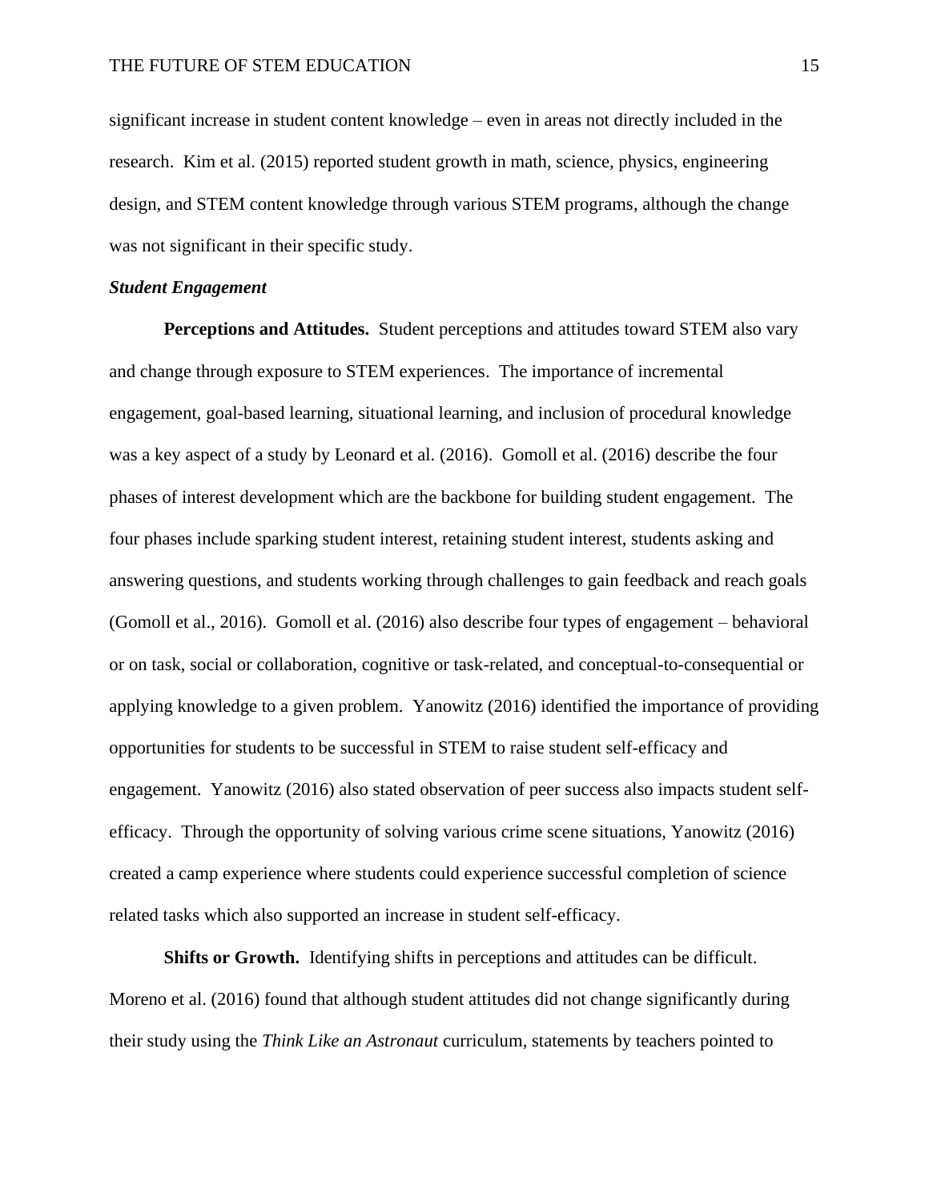significant increase in student content knowledge – even in areas not directly included in the research. Kim et al. (2015) reported student growth in math, science, physics, engineering design, and STEM content knowledge through various STEM programs, although the change was not significant in their specific study.

### *Student Engagement*

**Perceptions and Attitudes.** Student perceptions and attitudes toward STEM also vary and change through exposure to STEM experiences. The importance of incremental engagement, goal-based learning, situational learning, and inclusion of procedural knowledge was a key aspect of a study by Leonard et al. (2016). Gomoll et al. (2016) describe the four phases of interest development which are the backbone for building student engagement. The four phases include sparking student interest, retaining student interest, students asking and answering questions, and students working through challenges to gain feedback and reach goals (Gomoll et al., 2016). Gomoll et al. (2016) also describe four types of engagement – behavioral or on task, social or collaboration, cognitive or task-related, and conceptual-to-consequential or applying knowledge to a given problem. Yanowitz (2016) identified the importance of providing opportunities for students to be successful in STEM to raise student self-efficacy and engagement. Yanowitz (2016) also stated observation of peer success also impacts student self-efficacy. Through the opportunity of solving various crime scene situations, Yanowitz (2016) created a camp experience where students could experience successful completion of science related tasks which also supported an increase in student self-efficacy.

**Shifts or Growth.** Identifying shifts in perceptions and attitudes can be difficult. Moreno et al. (2016) found that although student attitudes did not change significantly during their study using the *Think Like an Astronaut* curriculum, statements by teachers pointed to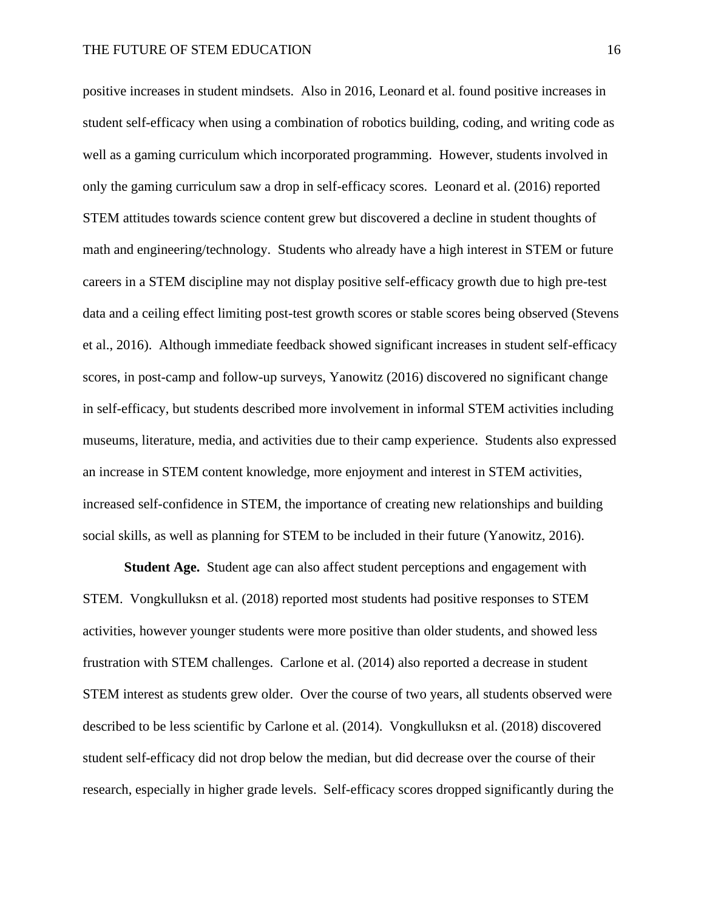positive increases in student mindsets.  Also in 2016, Leonard et al. found positive increases in student self-efficacy when using a combination of robotics building, coding, and writing code as well as a gaming curriculum which incorporated programming.  However, students involved in only the gaming curriculum saw a drop in self-efficacy scores.  Leonard et al. (2016) reported STEM attitudes towards science content grew but discovered a decline in student thoughts of math and engineering/technology.  Students who already have a high interest in STEM or future careers in a STEM discipline may not display positive self-efficacy growth due to high pre-test data and a ceiling effect limiting post-test growth scores or stable scores being observed (Stevens et al., 2016).  Although immediate feedback showed significant increases in student self-efficacy scores, in post-camp and follow-up surveys, Yanowitz (2016) discovered no significant change in self-efficacy, but students described more involvement in informal STEM activities including museums, literature, media, and activities due to their camp experience.  Students also expressed an increase in STEM content knowledge, more enjoyment and interest in STEM activities, increased self-confidence in STEM, the importance of creating new relationships and building social skills, as well as planning for STEM to be included in their future (Yanowitz, 2016).

**Student Age.**  Student age can also affect student perceptions and engagement with STEM.  Vongkulluksn et al. (2018) reported most students had positive responses to STEM activities, however younger students were more positive than older students, and showed less frustration with STEM challenges.  Carlone et al. (2014) also reported a decrease in student STEM interest as students grew older.  Over the course of two years, all students observed were described to be less scientific by Carlone et al. (2014).  Vongkulluksn et al. (2018) discovered student self-efficacy did not drop below the median, but did decrease over the course of their research, especially in higher grade levels.  Self-efficacy scores dropped significantly during the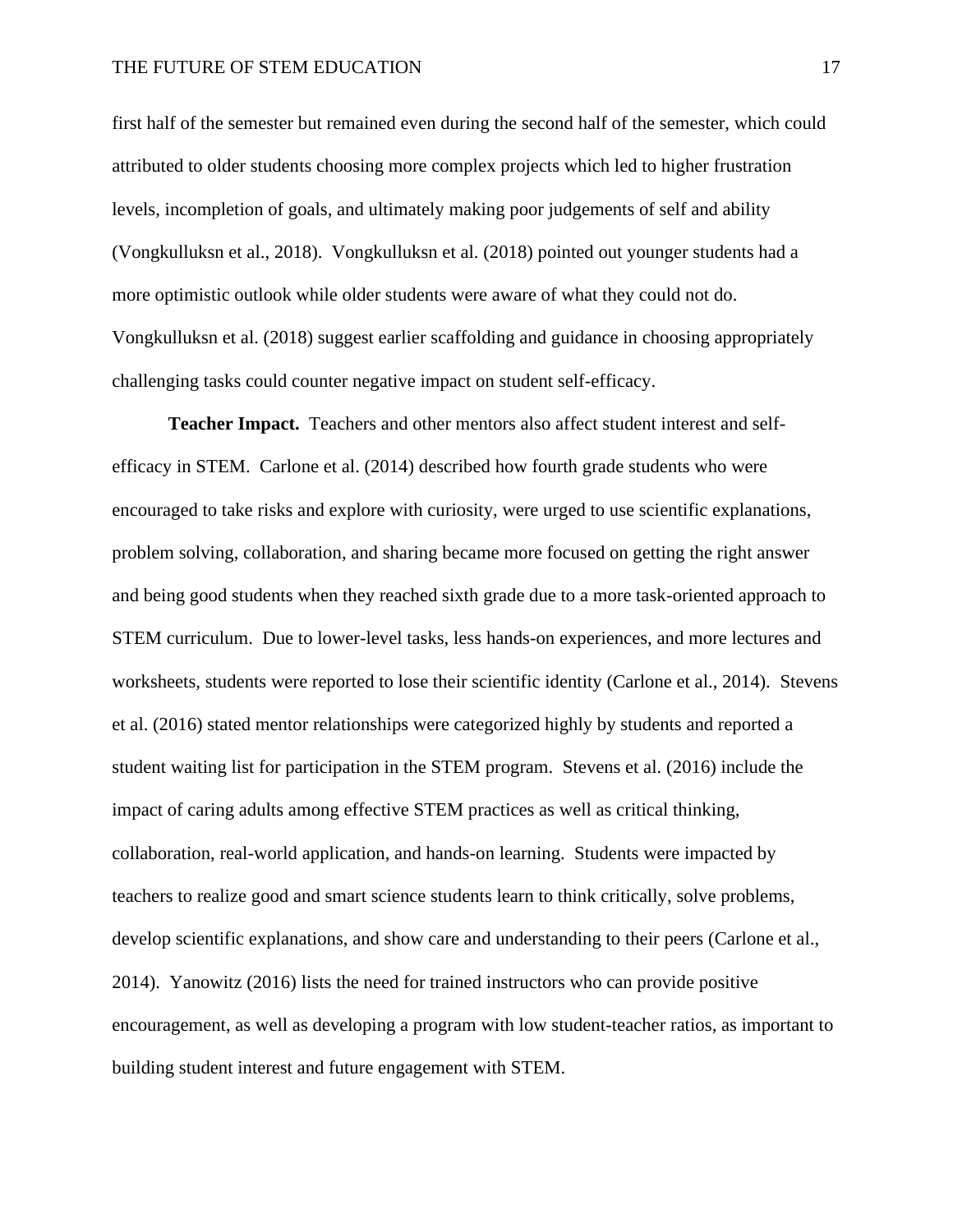first half of the semester but remained even during the second half of the semester, which could attributed to older students choosing more complex projects which led to higher frustration levels, incompletion of goals, and ultimately making poor judgements of self and ability (Vongkulluksn et al., 2018). Vongkulluksn et al. (2018) pointed out younger students had a more optimistic outlook while older students were aware of what they could not do. Vongkulluksn et al. (2018) suggest earlier scaffolding and guidance in choosing appropriately challenging tasks could counter negative impact on student self-efficacy.

**Teacher Impact.** Teachers and other mentors also affect student interest and self-efficacy in STEM. Carlone et al. (2014) described how fourth grade students who were encouraged to take risks and explore with curiosity, were urged to use scientific explanations, problem solving, collaboration, and sharing became more focused on getting the right answer and being good students when they reached sixth grade due to a more task-oriented approach to STEM curriculum. Due to lower-level tasks, less hands-on experiences, and more lectures and worksheets, students were reported to lose their scientific identity (Carlone et al., 2014). Stevens et al. (2016) stated mentor relationships were categorized highly by students and reported a student waiting list for participation in the STEM program. Stevens et al. (2016) include the impact of caring adults among effective STEM practices as well as critical thinking, collaboration, real-world application, and hands-on learning. Students were impacted by teachers to realize good and smart science students learn to think critically, solve problems, develop scientific explanations, and show care and understanding to their peers (Carlone et al., 2014). Yanowitz (2016) lists the need for trained instructors who can provide positive encouragement, as well as developing a program with low student-teacher ratios, as important to building student interest and future engagement with STEM.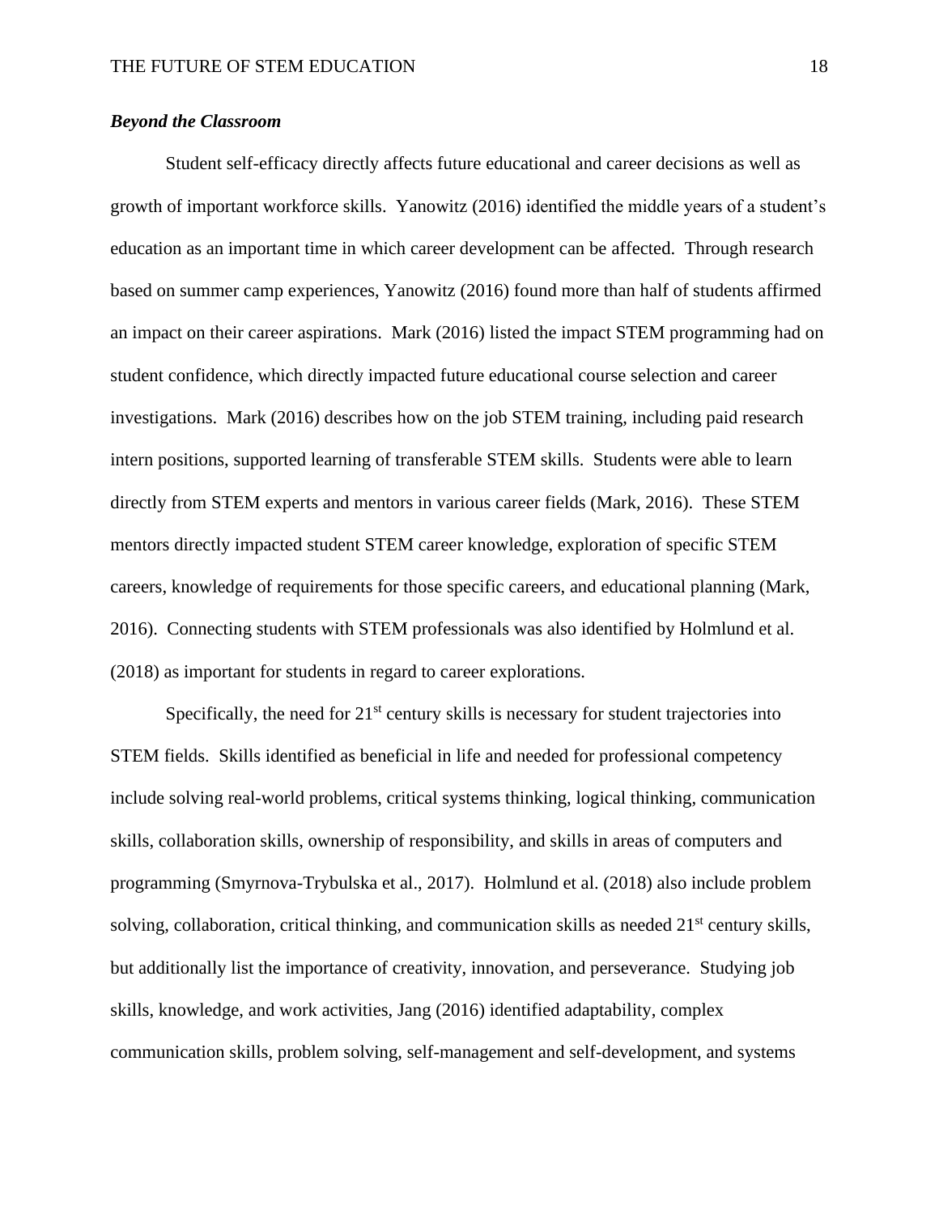### ***Beyond the Classroom***

Student self-efficacy directly affects future educational and career decisions as well as growth of important workforce skills. Yanowitz (2016) identified the middle years of a student's education as an important time in which career development can be affected. Through research based on summer camp experiences, Yanowitz (2016) found more than half of students affirmed an impact on their career aspirations. Mark (2016) listed the impact STEM programming had on student confidence, which directly impacted future educational course selection and career investigations. Mark (2016) describes how on the job STEM training, including paid research intern positions, supported learning of transferable STEM skills. Students were able to learn directly from STEM experts and mentors in various career fields (Mark, 2016). These STEM mentors directly impacted student STEM career knowledge, exploration of specific STEM careers, knowledge of requirements for those specific careers, and educational planning (Mark, 2016). Connecting students with STEM professionals was also identified by Holmlund et al. (2018) as important for students in regard to career explorations.

Specifically, the need for 21st century skills is necessary for student trajectories into STEM fields. Skills identified as beneficial in life and needed for professional competency include solving real-world problems, critical systems thinking, logical thinking, communication skills, collaboration skills, ownership of responsibility, and skills in areas of computers and programming (Smyrnova-Trybulska et al., 2017). Holmlund et al. (2018) also include problem solving, collaboration, critical thinking, and communication skills as needed 21st century skills, but additionally list the importance of creativity, innovation, and perseverance. Studying job skills, knowledge, and work activities, Jang (2016) identified adaptability, complex communication skills, problem solving, self-management and self-development, and systems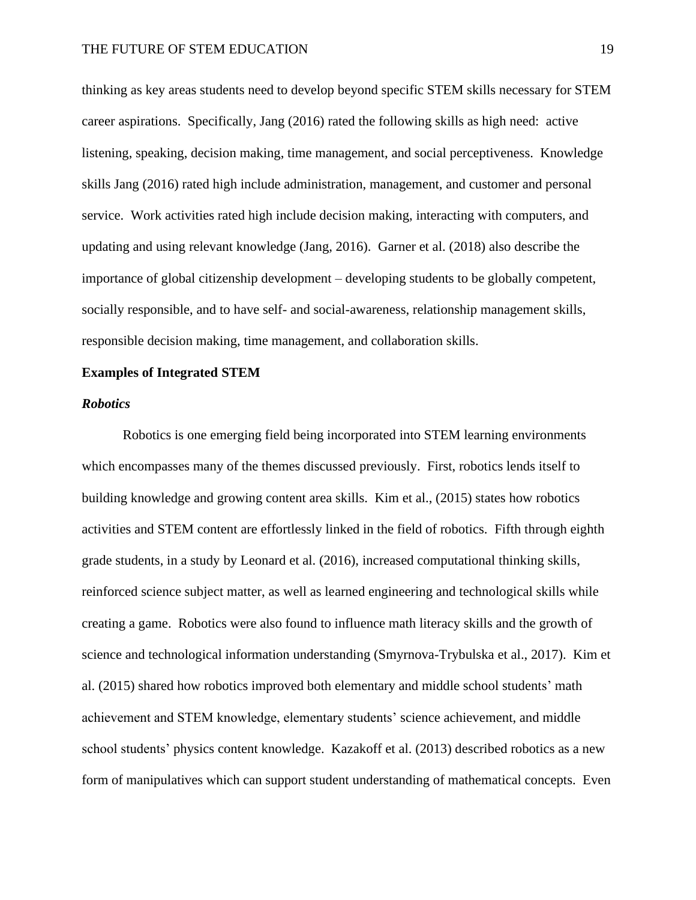thinking as key areas students need to develop beyond specific STEM skills necessary for STEM career aspirations. Specifically, Jang (2016) rated the following skills as high need: active listening, speaking, decision making, time management, and social perceptiveness. Knowledge skills Jang (2016) rated high include administration, management, and customer and personal service. Work activities rated high include decision making, interacting with computers, and updating and using relevant knowledge (Jang, 2016). Garner et al. (2018) also describe the importance of global citizenship development – developing students to be globally competent, socially responsible, and to have self- and social-awareness, relationship management skills, responsible decision making, time management, and collaboration skills.

## Examples of Integrated STEM

### *Robotics*

Robotics is one emerging field being incorporated into STEM learning environments which encompasses many of the themes discussed previously. First, robotics lends itself to building knowledge and growing content area skills. Kim et al., (2015) states how robotics activities and STEM content are effortlessly linked in the field of robotics. Fifth through eighth grade students, in a study by Leonard et al. (2016), increased computational thinking skills, reinforced science subject matter, as well as learned engineering and technological skills while creating a game. Robotics were also found to influence math literacy skills and the growth of science and technological information understanding (Smyrnova-Trybulska et al., 2017). Kim et al. (2015) shared how robotics improved both elementary and middle school students' math achievement and STEM knowledge, elementary students' science achievement, and middle school students' physics content knowledge. Kazakoff et al. (2013) described robotics as a new form of manipulatives which can support student understanding of mathematical concepts. Even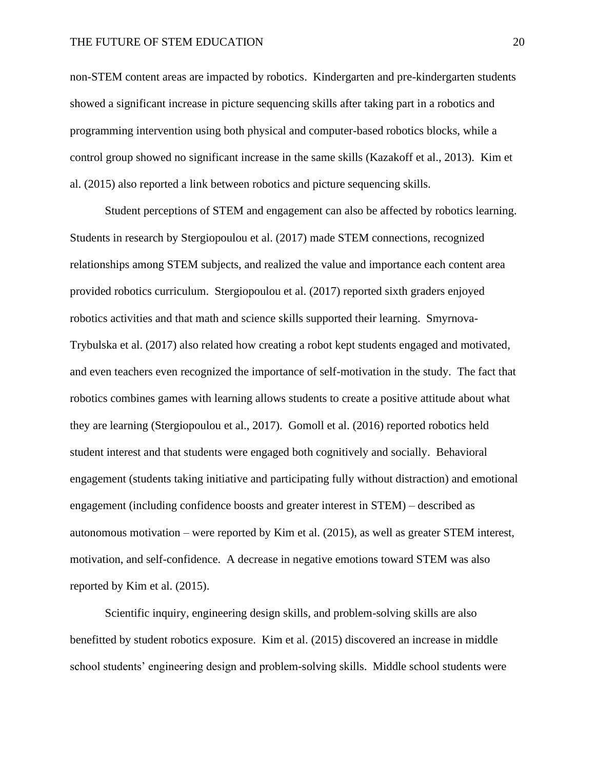non-STEM content areas are impacted by robotics. Kindergarten and pre-kindergarten students showed a significant increase in picture sequencing skills after taking part in a robotics and programming intervention using both physical and computer-based robotics blocks, while a control group showed no significant increase in the same skills (Kazakoff et al., 2013). Kim et al. (2015) also reported a link between robotics and picture sequencing skills.

Student perceptions of STEM and engagement can also be affected by robotics learning. Students in research by Stergiopoulou et al. (2017) made STEM connections, recognized relationships among STEM subjects, and realized the value and importance each content area provided robotics curriculum. Stergiopoulou et al. (2017) reported sixth graders enjoyed robotics activities and that math and science skills supported their learning. Smyrnova-Trybulska et al. (2017) also related how creating a robot kept students engaged and motivated, and even teachers even recognized the importance of self-motivation in the study. The fact that robotics combines games with learning allows students to create a positive attitude about what they are learning (Stergiopoulou et al., 2017). Gomoll et al. (2016) reported robotics held student interest and that students were engaged both cognitively and socially. Behavioral engagement (students taking initiative and participating fully without distraction) and emotional engagement (including confidence boosts and greater interest in STEM) – described as autonomous motivation – were reported by Kim et al. (2015), as well as greater STEM interest, motivation, and self-confidence. A decrease in negative emotions toward STEM was also reported by Kim et al. (2015).

Scientific inquiry, engineering design skills, and problem-solving skills are also benefitted by student robotics exposure. Kim et al. (2015) discovered an increase in middle school students' engineering design and problem-solving skills. Middle school students were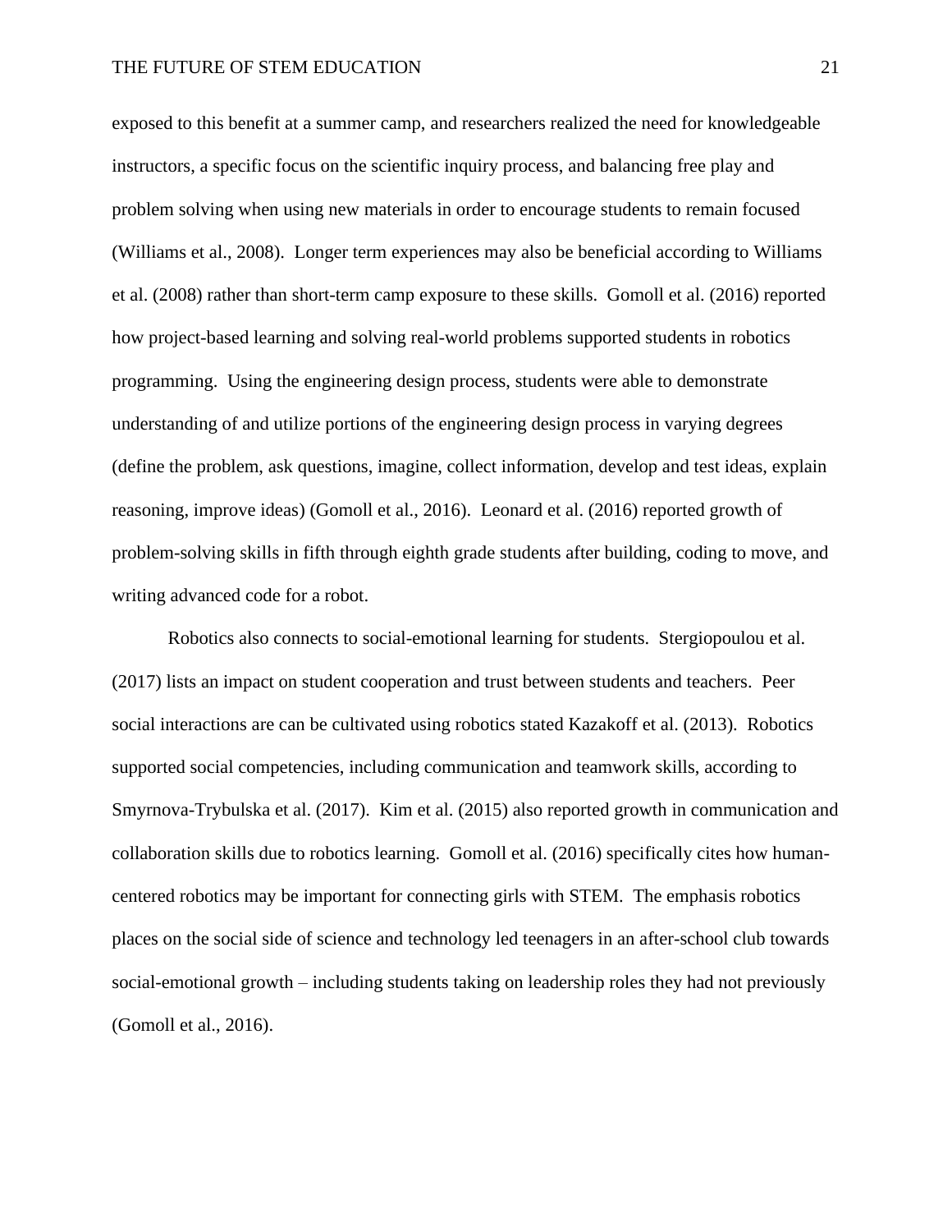exposed to this benefit at a summer camp, and researchers realized the need for knowledgeable instructors, a specific focus on the scientific inquiry process, and balancing free play and problem solving when using new materials in order to encourage students to remain focused (Williams et al., 2008). Longer term experiences may also be beneficial according to Williams et al. (2008) rather than short-term camp exposure to these skills. Gomoll et al. (2016) reported how project-based learning and solving real-world problems supported students in robotics programming. Using the engineering design process, students were able to demonstrate understanding of and utilize portions of the engineering design process in varying degrees (define the problem, ask questions, imagine, collect information, develop and test ideas, explain reasoning, improve ideas) (Gomoll et al., 2016). Leonard et al. (2016) reported growth of problem-solving skills in fifth through eighth grade students after building, coding to move, and writing advanced code for a robot.

Robotics also connects to social-emotional learning for students. Stergiopoulou et al. (2017) lists an impact on student cooperation and trust between students and teachers. Peer social interactions are can be cultivated using robotics stated Kazakoff et al. (2013). Robotics supported social competencies, including communication and teamwork skills, according to Smyrnova-Trybulska et al. (2017). Kim et al. (2015) also reported growth in communication and collaboration skills due to robotics learning. Gomoll et al. (2016) specifically cites how human-centered robotics may be important for connecting girls with STEM. The emphasis robotics places on the social side of science and technology led teenagers in an after-school club towards social-emotional growth – including students taking on leadership roles they had not previously (Gomoll et al., 2016).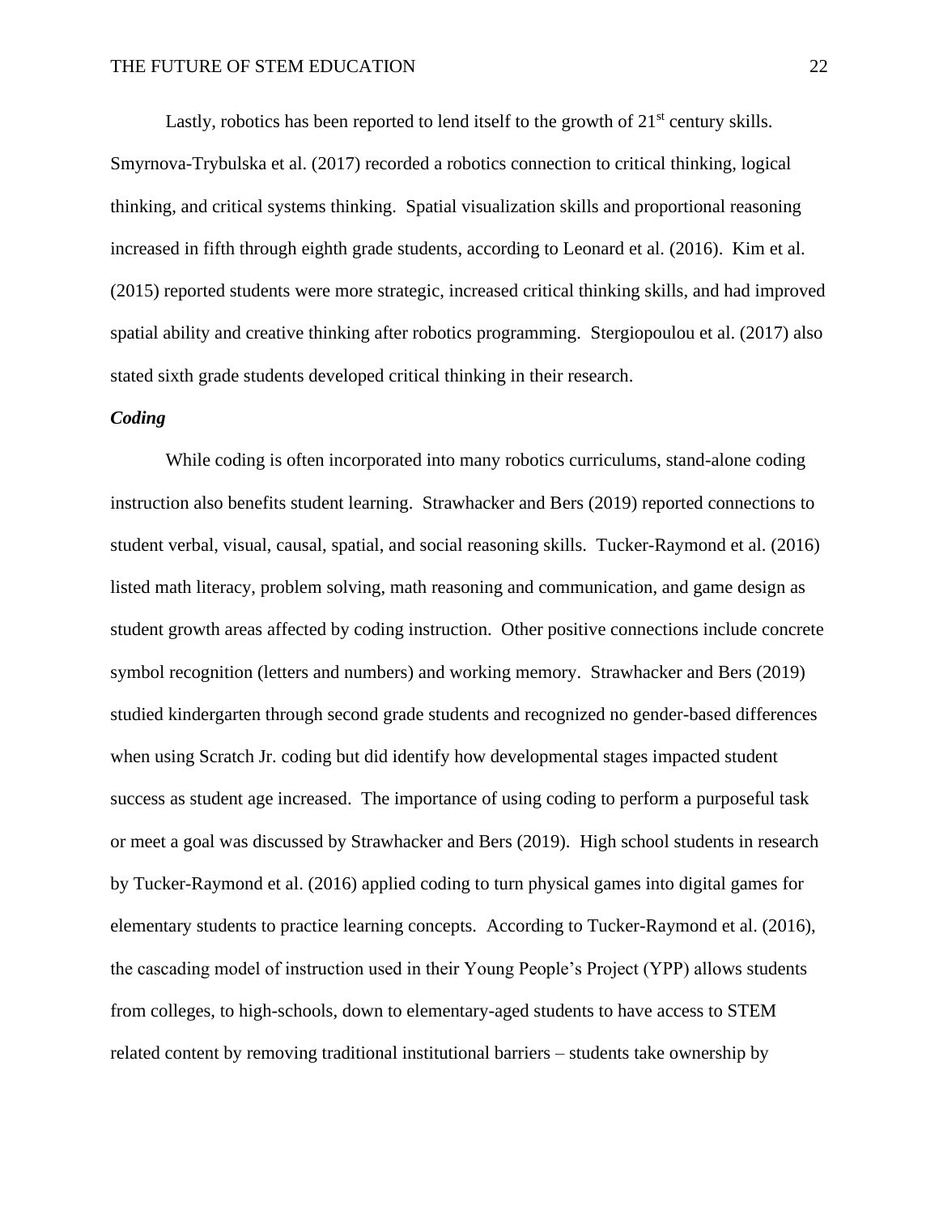Lastly, robotics has been reported to lend itself to the growth of 21st century skills. Smyrnova-Trybulska et al. (2017) recorded a robotics connection to critical thinking, logical thinking, and critical systems thinking. Spatial visualization skills and proportional reasoning increased in fifth through eighth grade students, according to Leonard et al. (2016). Kim et al. (2015) reported students were more strategic, increased critical thinking skills, and had improved spatial ability and creative thinking after robotics programming. Stergiopoulou et al. (2017) also stated sixth grade students developed critical thinking in their research.

***Coding***

While coding is often incorporated into many robotics curriculums, stand-alone coding instruction also benefits student learning. Strawhacker and Bers (2019) reported connections to student verbal, visual, causal, spatial, and social reasoning skills. Tucker-Raymond et al. (2016) listed math literacy, problem solving, math reasoning and communication, and game design as student growth areas affected by coding instruction. Other positive connections include concrete symbol recognition (letters and numbers) and working memory. Strawhacker and Bers (2019) studied kindergarten through second grade students and recognized no gender-based differences when using Scratch Jr. coding but did identify how developmental stages impacted student success as student age increased. The importance of using coding to perform a purposeful task or meet a goal was discussed by Strawhacker and Bers (2019). High school students in research by Tucker-Raymond et al. (2016) applied coding to turn physical games into digital games for elementary students to practice learning concepts. According to Tucker-Raymond et al. (2016), the cascading model of instruction used in their Young People's Project (YPP) allows students from colleges, to high-schools, down to elementary-aged students to have access to STEM related content by removing traditional institutional barriers – students take ownership by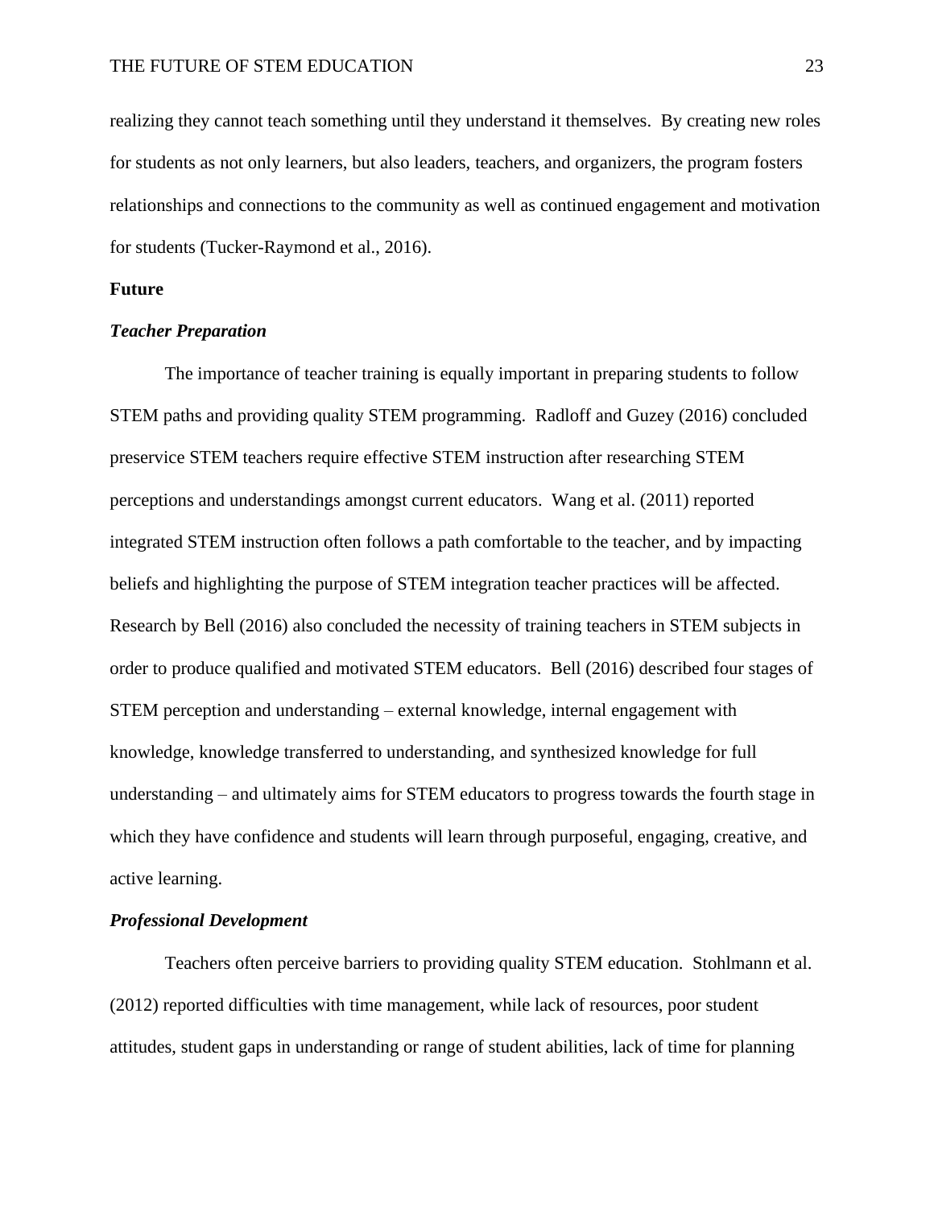realizing they cannot teach something until they understand it themselves. By creating new roles for students as not only learners, but also leaders, teachers, and organizers, the program fosters relationships and connections to the community as well as continued engagement and motivation for students (Tucker-Raymond et al., 2016).

## Future

### *Teacher Preparation*

The importance of teacher training is equally important in preparing students to follow STEM paths and providing quality STEM programming. Radloff and Guzey (2016) concluded preservice STEM teachers require effective STEM instruction after researching STEM perceptions and understandings amongst current educators. Wang et al. (2011) reported integrated STEM instruction often follows a path comfortable to the teacher, and by impacting beliefs and highlighting the purpose of STEM integration teacher practices will be affected. Research by Bell (2016) also concluded the necessity of training teachers in STEM subjects in order to produce qualified and motivated STEM educators. Bell (2016) described four stages of STEM perception and understanding – external knowledge, internal engagement with knowledge, knowledge transferred to understanding, and synthesized knowledge for full understanding – and ultimately aims for STEM educators to progress towards the fourth stage in which they have confidence and students will learn through purposeful, engaging, creative, and active learning.

### *Professional Development*

Teachers often perceive barriers to providing quality STEM education. Stohlmann et al. (2012) reported difficulties with time management, while lack of resources, poor student attitudes, student gaps in understanding or range of student abilities, lack of time for planning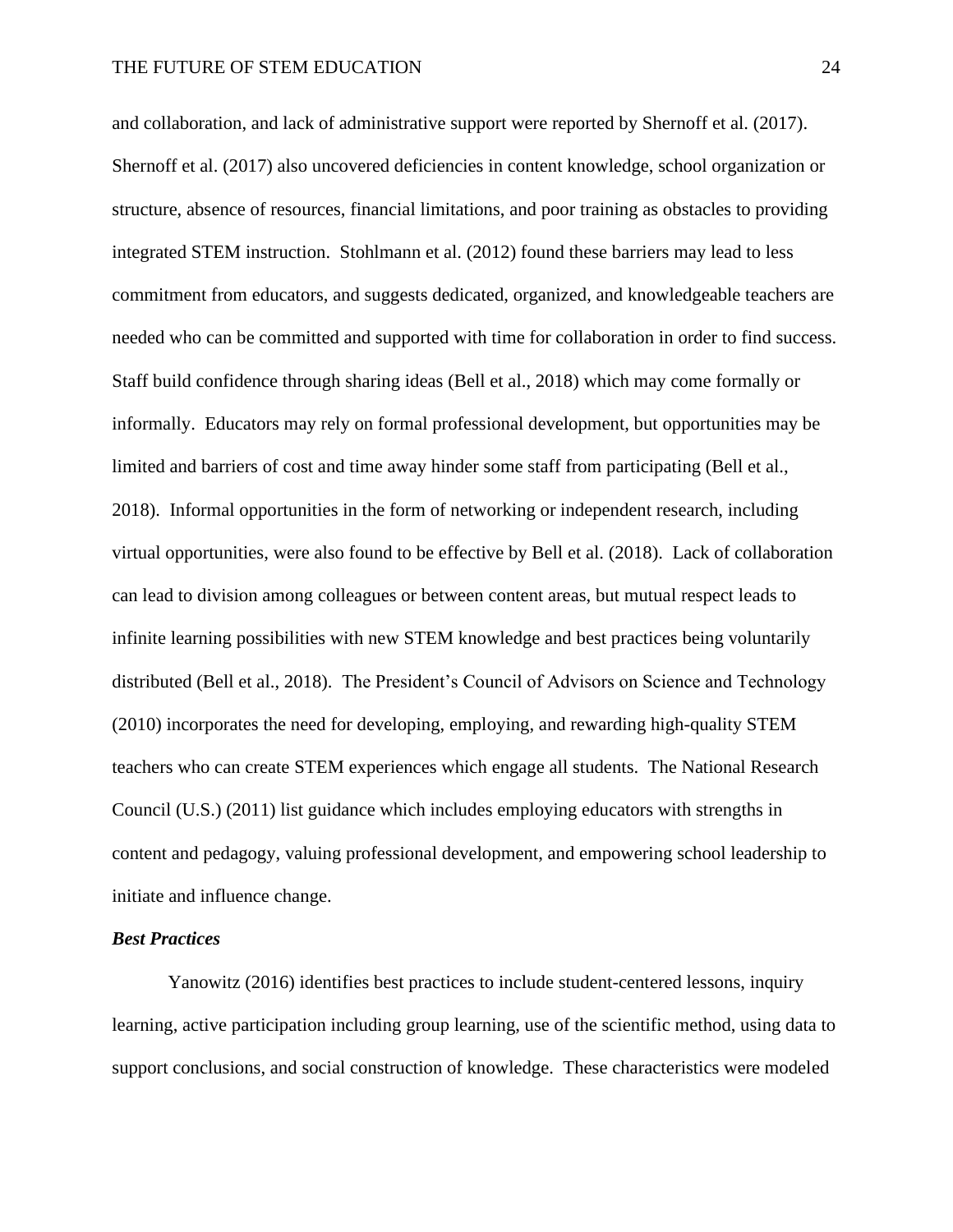and collaboration, and lack of administrative support were reported by Shernoff et al. (2017). Shernoff et al. (2017) also uncovered deficiencies in content knowledge, school organization or structure, absence of resources, financial limitations, and poor training as obstacles to providing integrated STEM instruction. Stohlmann et al. (2012) found these barriers may lead to less commitment from educators, and suggests dedicated, organized, and knowledgeable teachers are needed who can be committed and supported with time for collaboration in order to find success. Staff build confidence through sharing ideas (Bell et al., 2018) which may come formally or informally. Educators may rely on formal professional development, but opportunities may be limited and barriers of cost and time away hinder some staff from participating (Bell et al., 2018). Informal opportunities in the form of networking or independent research, including virtual opportunities, were also found to be effective by Bell et al. (2018). Lack of collaboration can lead to division among colleagues or between content areas, but mutual respect leads to infinite learning possibilities with new STEM knowledge and best practices being voluntarily distributed (Bell et al., 2018). The President's Council of Advisors on Science and Technology (2010) incorporates the need for developing, employing, and rewarding high-quality STEM teachers who can create STEM experiences which engage all students. The National Research Council (U.S.) (2011) list guidance which includes employing educators with strengths in content and pedagogy, valuing professional development, and empowering school leadership to initiate and influence change.

### *Best Practices*

Yanowitz (2016) identifies best practices to include student-centered lessons, inquiry learning, active participation including group learning, use of the scientific method, using data to support conclusions, and social construction of knowledge. These characteristics were modeled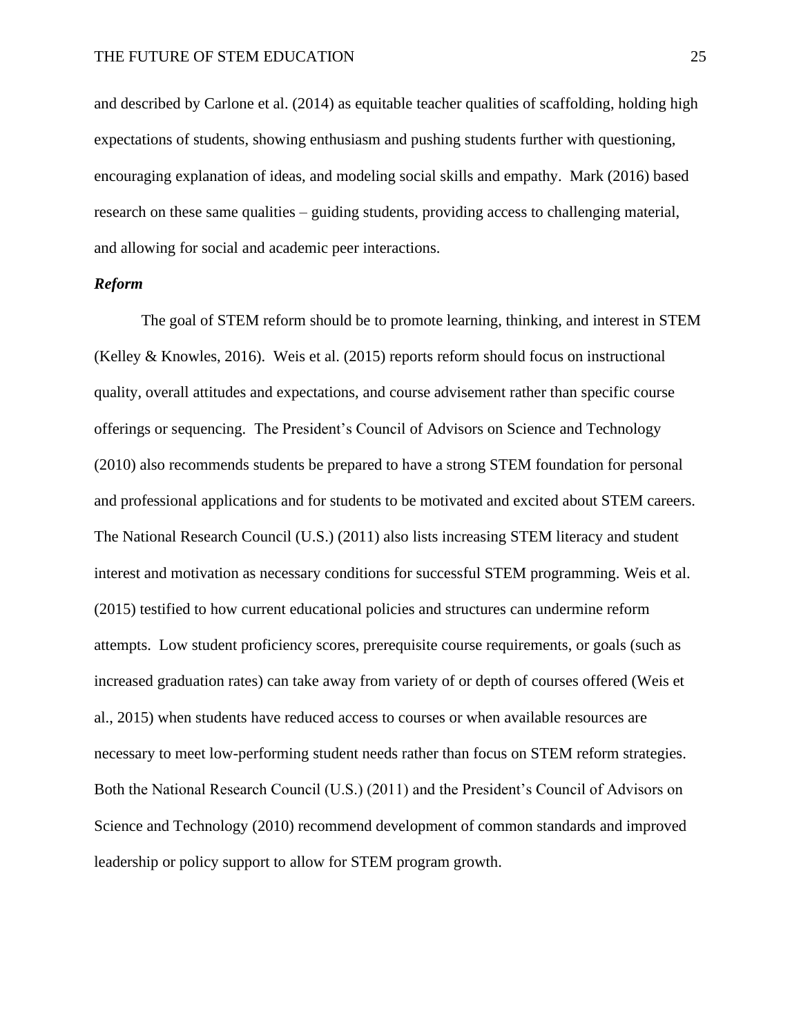and described by Carlone et al. (2014) as equitable teacher qualities of scaffolding, holding high expectations of students, showing enthusiasm and pushing students further with questioning, encouraging explanation of ideas, and modeling social skills and empathy. Mark (2016) based research on these same qualities – guiding students, providing access to challenging material, and allowing for social and academic peer interactions.

### *Reform*

The goal of STEM reform should be to promote learning, thinking, and interest in STEM (Kelley & Knowles, 2016). Weis et al. (2015) reports reform should focus on instructional quality, overall attitudes and expectations, and course advisement rather than specific course offerings or sequencing. The President's Council of Advisors on Science and Technology (2010) also recommends students be prepared to have a strong STEM foundation for personal and professional applications and for students to be motivated and excited about STEM careers. The National Research Council (U.S.) (2011) also lists increasing STEM literacy and student interest and motivation as necessary conditions for successful STEM programming. Weis et al. (2015) testified to how current educational policies and structures can undermine reform attempts. Low student proficiency scores, prerequisite course requirements, or goals (such as increased graduation rates) can take away from variety of or depth of courses offered (Weis et al., 2015) when students have reduced access to courses or when available resources are necessary to meet low-performing student needs rather than focus on STEM reform strategies. Both the National Research Council (U.S.) (2011) and the President's Council of Advisors on Science and Technology (2010) recommend development of common standards and improved leadership or policy support to allow for STEM program growth.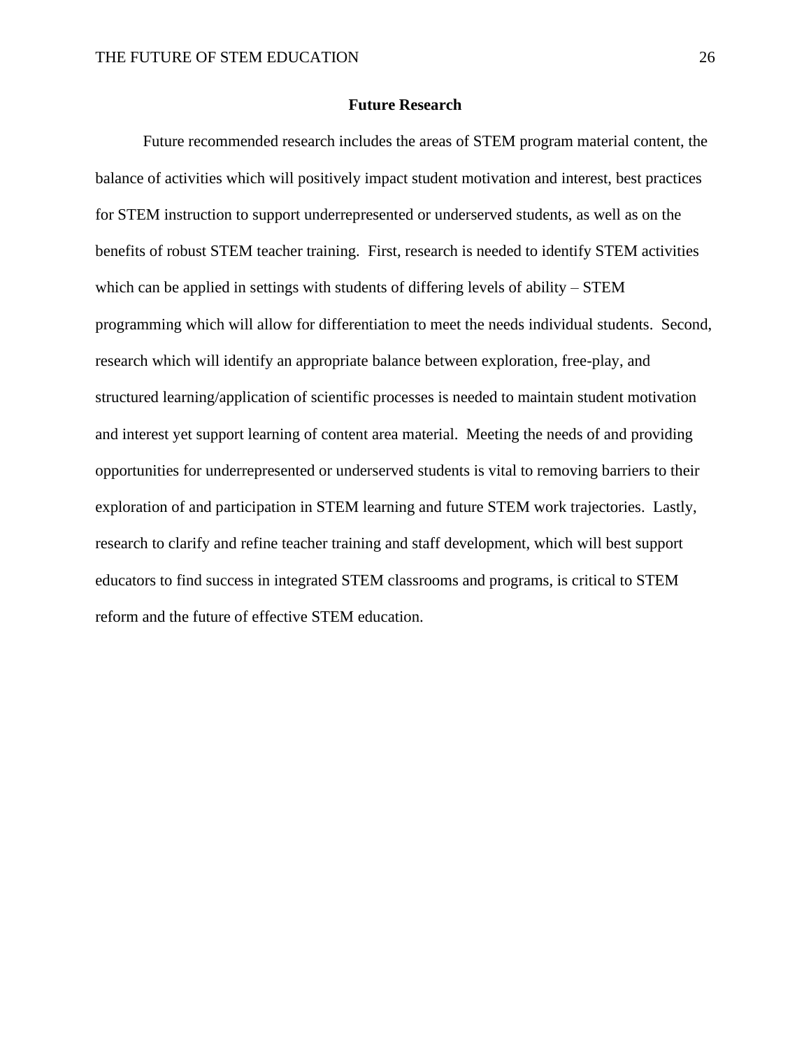## Future Research

Future recommended research includes the areas of STEM program material content, the balance of activities which will positively impact student motivation and interest, best practices for STEM instruction to support underrepresented or underserved students, as well as on the benefits of robust STEM teacher training. First, research is needed to identify STEM activities which can be applied in settings with students of differing levels of ability – STEM programming which will allow for differentiation to meet the needs individual students. Second, research which will identify an appropriate balance between exploration, free-play, and structured learning/application of scientific processes is needed to maintain student motivation and interest yet support learning of content area material. Meeting the needs of and providing opportunities for underrepresented or underserved students is vital to removing barriers to their exploration of and participation in STEM learning and future STEM work trajectories. Lastly, research to clarify and refine teacher training and staff development, which will best support educators to find success in integrated STEM classrooms and programs, is critical to STEM reform and the future of effective STEM education.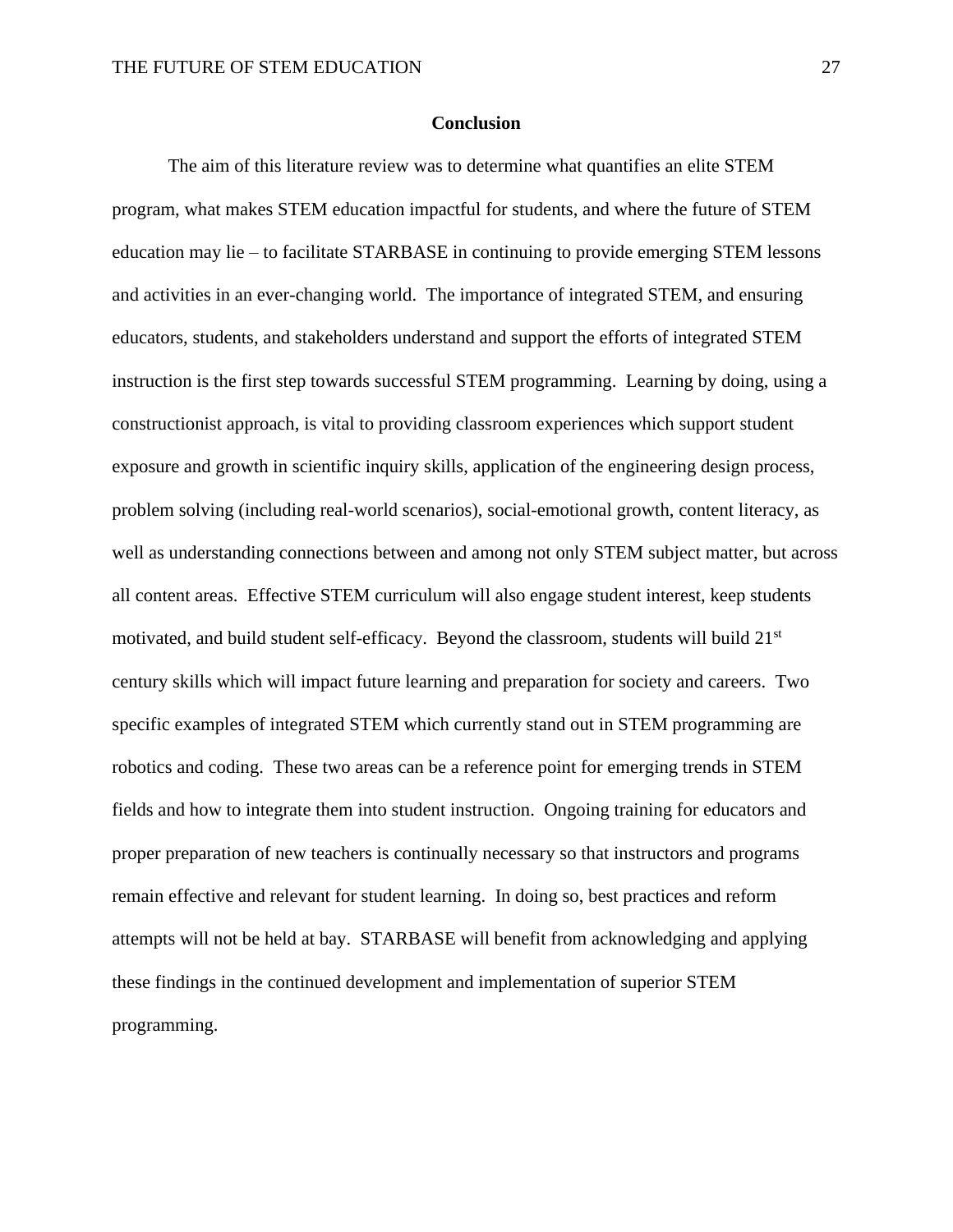## Conclusion

The aim of this literature review was to determine what quantifies an elite STEM program, what makes STEM education impactful for students, and where the future of STEM education may lie – to facilitate STARBASE in continuing to provide emerging STEM lessons and activities in an ever-changing world. The importance of integrated STEM, and ensuring educators, students, and stakeholders understand and support the efforts of integrated STEM instruction is the first step towards successful STEM programming. Learning by doing, using a constructionist approach, is vital to providing classroom experiences which support student exposure and growth in scientific inquiry skills, application of the engineering design process, problem solving (including real-world scenarios), social-emotional growth, content literacy, as well as understanding connections between and among not only STEM subject matter, but across all content areas. Effective STEM curriculum will also engage student interest, keep students motivated, and build student self-efficacy. Beyond the classroom, students will build 21st century skills which will impact future learning and preparation for society and careers. Two specific examples of integrated STEM which currently stand out in STEM programming are robotics and coding. These two areas can be a reference point for emerging trends in STEM fields and how to integrate them into student instruction. Ongoing training for educators and proper preparation of new teachers is continually necessary so that instructors and programs remain effective and relevant for student learning. In doing so, best practices and reform attempts will not be held at bay. STARBASE will benefit from acknowledging and applying these findings in the continued development and implementation of superior STEM programming.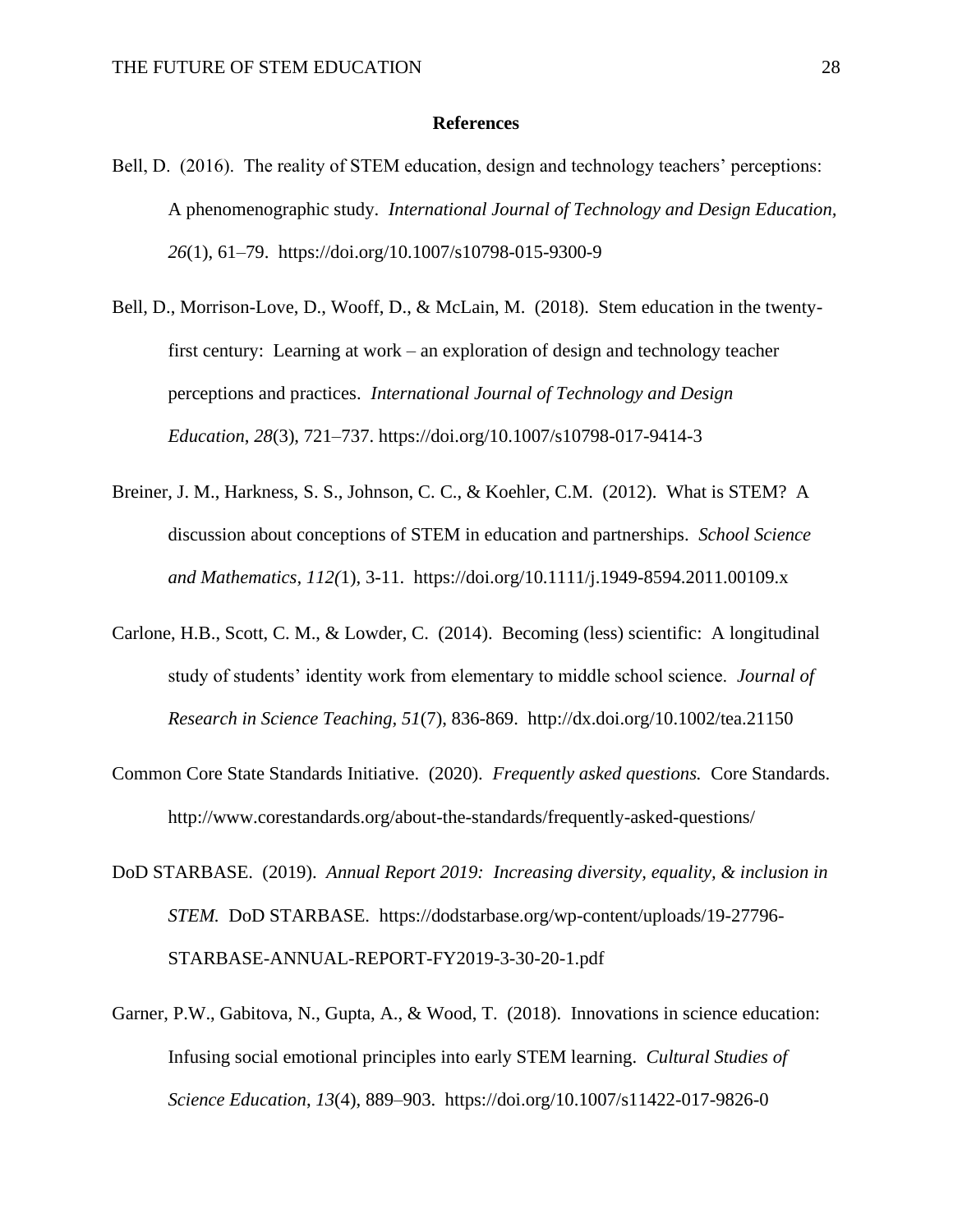# References

Bell, D. (2016). The reality of STEM education, design and technology teachers' perceptions: A phenomenographic study. *International Journal of Technology and Design Education, 26*(1), 61–79. https://doi.org/10.1007/s10798-015-9300-9

Bell, D., Morrison-Love, D., Wooff, D., & McLain, M. (2018). Stem education in the twenty-first century: Learning at work – an exploration of design and technology teacher perceptions and practices. *International Journal of Technology and Design Education*, *28*(3), 721–737. https://doi.org/10.1007/s10798-017-9414-3

Breiner, J. M., Harkness, S. S., Johnson, C. C., & Koehler, C.M. (2012). What is STEM? A discussion about conceptions of STEM in education and partnerships. *School Science and Mathematics, 112(*1), 3-11. https://doi.org/10.1111/j.1949-8594.2011.00109.x

Carlone, H.B., Scott, C. M., & Lowder, C. (2014). Becoming (less) scientific: A longitudinal study of students' identity work from elementary to middle school science. *Journal of Research in Science Teaching, 51*(7), 836-869. http://dx.doi.org/10.1002/tea.21150

Common Core State Standards Initiative. (2020). *Frequently asked questions.* Core Standards. http://www.corestandards.org/about-the-standards/frequently-asked-questions/

DoD STARBASE. (2019). *Annual Report 2019: Increasing diversity, equality, & inclusion in STEM.* DoD STARBASE. https://dodstarbase.org/wp-content/uploads/19-27796-STARBASE-ANNUAL-REPORT-FY2019-3-30-20-1.pdf

Garner, P.W., Gabitova, N., Gupta, A., & Wood, T. (2018). Innovations in science education: Infusing social emotional principles into early STEM learning. *Cultural Studies of Science Education*, *13*(4), 889–903. https://doi.org/10.1007/s11422-017-9826-0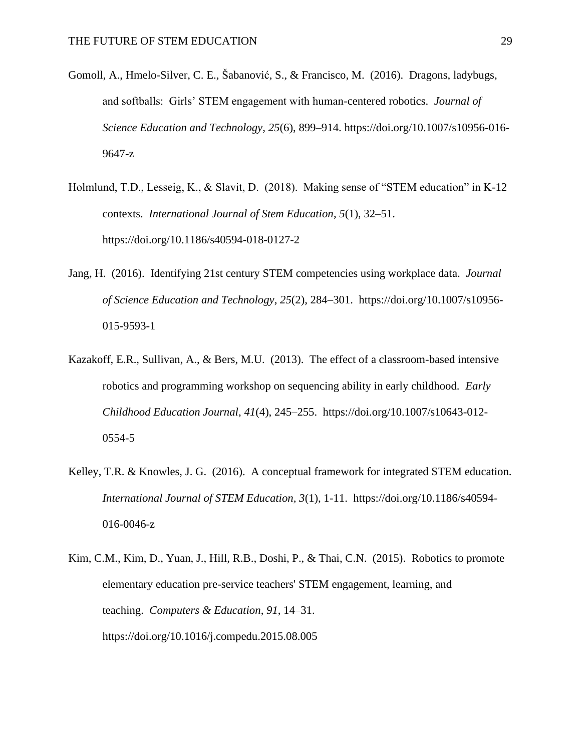Gomoll, A., Hmelo-Silver, C. E., Šabanović, S., & Francisco, M.  (2016).  Dragons, ladybugs, and softballs:  Girls' STEM engagement with human-centered robotics.  *Journal of Science Education and Technology*, *25*(6), 899–914. https://doi.org/10.1007/s10956-016-9647-z

Holmlund, T.D., Lesseig, K., & Slavit, D.  (2018).  Making sense of "STEM education" in K-12 contexts.  *International Journal of Stem Education*, *5*(1), 32–51. https://doi.org/10.1186/s40594-018-0127-2

Jang, H.  (2016).  Identifying 21st century STEM competencies using workplace data.  *Journal of Science Education and Technology*, *25*(2), 284–301.  https://doi.org/10.1007/s10956-015-9593-1

Kazakoff, E.R., Sullivan, A., & Bers, M.U.  (2013).  The effect of a classroom-based intensive robotics and programming workshop on sequencing ability in early childhood.  *Early Childhood Education Journal*, *41*(4), 245–255.  https://doi.org/10.1007/s10643-012-0554-5

Kelley, T.R. & Knowles, J. G.  (2016).  A conceptual framework for integrated STEM education. *International Journal of STEM Education, 3*(1), 1-11.  https://doi.org/10.1186/s40594-016-0046-z

Kim, C.M., Kim, D., Yuan, J., Hill, R.B., Doshi, P., & Thai, C.N.  (2015).  Robotics to promote elementary education pre-service teachers' STEM engagement, learning, and teaching.  *Computers & Education*, *91*, 14–31. https://doi.org/10.1016/j.compedu.2015.08.005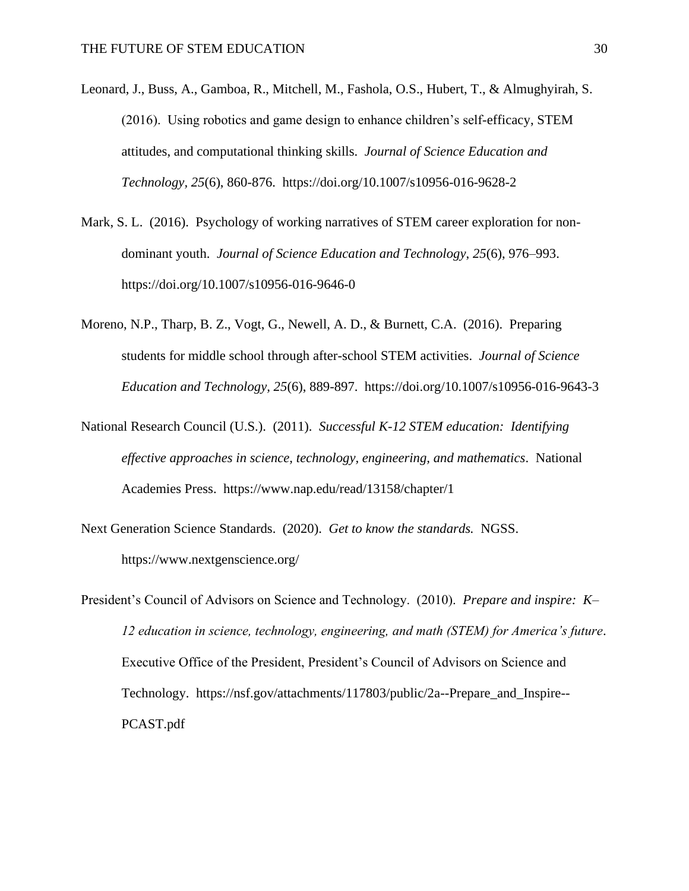Leonard, J., Buss, A., Gamboa, R., Mitchell, M., Fashola, O.S., Hubert, T., & Almughyirah, S. (2016). Using robotics and game design to enhance children's self-efficacy, STEM attitudes, and computational thinking skills. *Journal of Science Education and Technology, 25*(6), 860-876. https://doi.org/10.1007/s10956-016-9628-2

Mark, S. L. (2016). Psychology of working narratives of STEM career exploration for non-dominant youth. *Journal of Science Education and Technology, 25*(6), 976–993. https://doi.org/10.1007/s10956-016-9646-0

Moreno, N.P., Tharp, B. Z., Vogt, G., Newell, A. D., & Burnett, C.A. (2016). Preparing students for middle school through after-school STEM activities. *Journal of Science Education and Technology, 25*(6), 889-897. https://doi.org/10.1007/s10956-016-9643-3

National Research Council (U.S.). (2011). *Successful K-12 STEM education: Identifying effective approaches in science, technology, engineering, and mathematics*. National Academies Press. https://www.nap.edu/read/13158/chapter/1

Next Generation Science Standards. (2020). *Get to know the standards.* NGSS. https://www.nextgenscience.org/

President's Council of Advisors on Science and Technology. (2010). *Prepare and inspire: K–12 education in science, technology, engineering, and math (STEM) for America's future*. Executive Office of the President, President's Council of Advisors on Science and Technology. https://nsf.gov/attachments/117803/public/2a--Prepare_and_Inspire--PCAST.pdf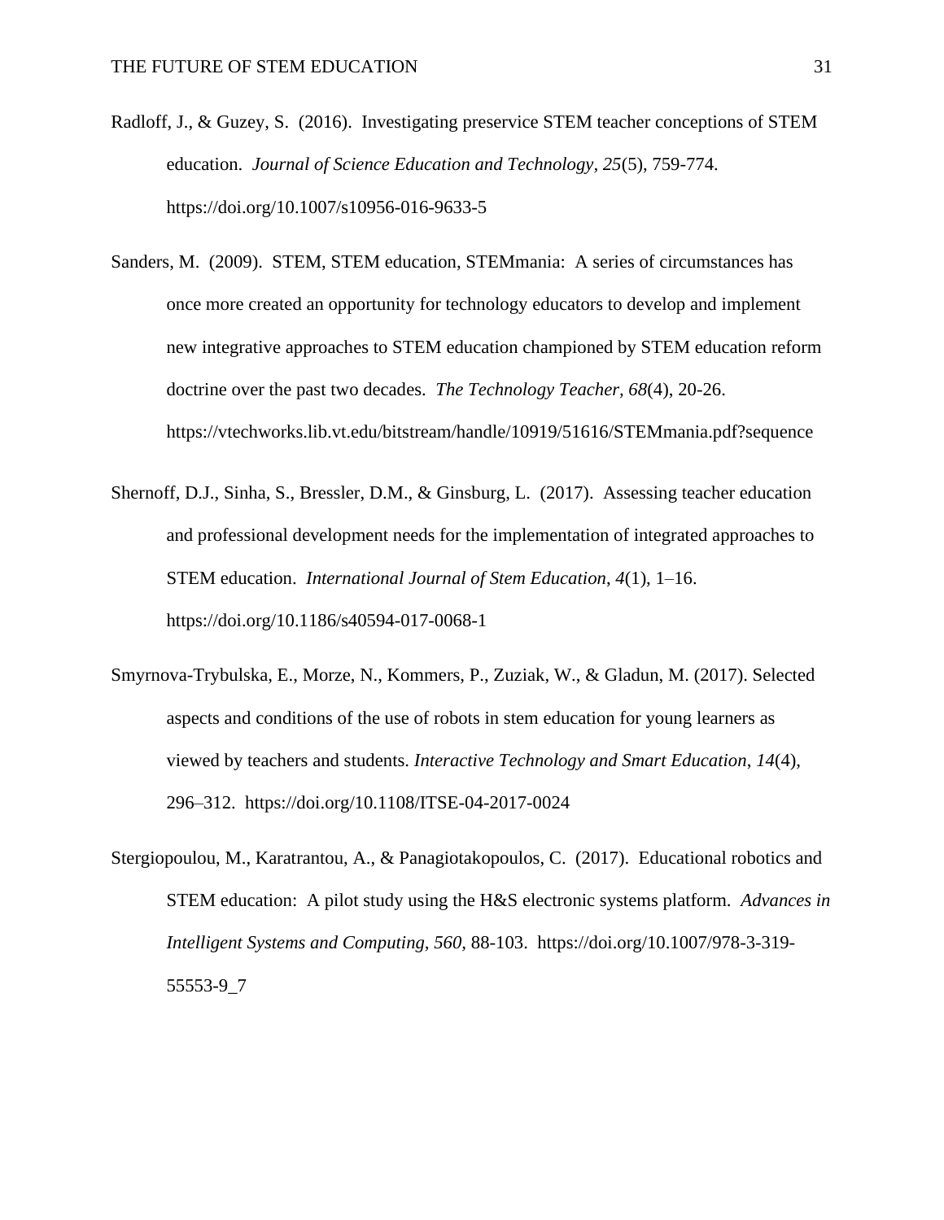Radloff, J., & Guzey, S. (2016). Investigating preservice STEM teacher conceptions of STEM education. *Journal of Science Education and Technology, 25*(5), 759-774. https://doi.org/10.1007/s10956-016-9633-5

Sanders, M. (2009). STEM, STEM education, STEMmania: A series of circumstances has once more created an opportunity for technology educators to develop and implement new integrative approaches to STEM education championed by STEM education reform doctrine over the past two decades. *The Technology Teacher, 68*(4), 20-26. https://vtechworks.lib.vt.edu/bitstream/handle/10919/51616/STEMmania.pdf?sequence

Shernoff, D.J., Sinha, S., Bressler, D.M., & Ginsburg, L. (2017). Assessing teacher education and professional development needs for the implementation of integrated approaches to STEM education. *International Journal of Stem Education*, *4*(1), 1–16. https://doi.org/10.1186/s40594-017-0068-1

Smyrnova-Trybulska, E., Morze, N., Kommers, P., Zuziak, W., & Gladun, M. (2017). Selected aspects and conditions of the use of robots in stem education for young learners as viewed by teachers and students. *Interactive Technology and Smart Education*, *14*(4), 296–312. https://doi.org/10.1108/ITSE-04-2017-0024

Stergiopoulou, M., Karatrantou, A., & Panagiotakopoulos, C. (2017). Educational robotics and STEM education: A pilot study using the H&S electronic systems platform. *Advances in Intelligent Systems and Computing*, *560,* 88-103. https://doi.org/10.1007/978-3-319-55553-9_7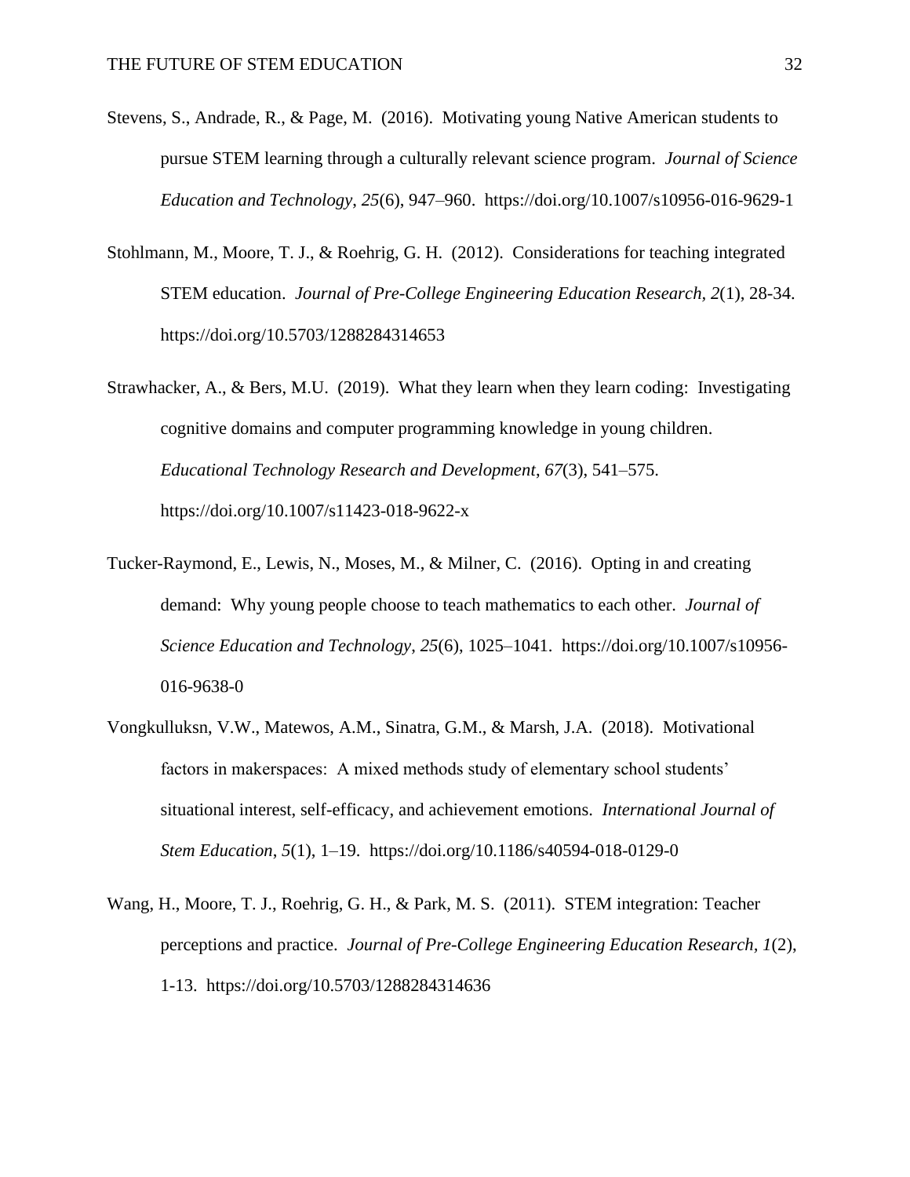Stevens, S., Andrade, R., & Page, M. (2016). Motivating young Native American students to pursue STEM learning through a culturally relevant science program. *Journal of Science Education and Technology*, *25*(6), 947–960. https://doi.org/10.1007/s10956-016-9629-1

Stohlmann, M., Moore, T. J., & Roehrig, G. H. (2012). Considerations for teaching integrated STEM education. *Journal of Pre-College Engineering Education Research*, *2*(1), 28-34. https://doi.org/10.5703/1288284314653

Strawhacker, A., & Bers, M.U. (2019). What they learn when they learn coding: Investigating cognitive domains and computer programming knowledge in young children. *Educational Technology Research and Development*, *67*(3), 541–575. https://doi.org/10.1007/s11423-018-9622-x

Tucker-Raymond, E., Lewis, N., Moses, M., & Milner, C. (2016). Opting in and creating demand: Why young people choose to teach mathematics to each other. *Journal of Science Education and Technology*, *25*(6), 1025–1041. https://doi.org/10.1007/s10956-016-9638-0

Vongkulluksn, V.W., Matewos, A.M., Sinatra, G.M., & Marsh, J.A. (2018). Motivational factors in makerspaces: A mixed methods study of elementary school students' situational interest, self-efficacy, and achievement emotions. *International Journal of Stem Education*, *5*(1), 1–19. https://doi.org/10.1186/s40594-018-0129-0

Wang, H., Moore, T. J., Roehrig, G. H., & Park, M. S. (2011). STEM integration: Teacher perceptions and practice. *Journal of Pre-College Engineering Education Research*, *1*(2), 1-13. https://doi.org/10.5703/1288284314636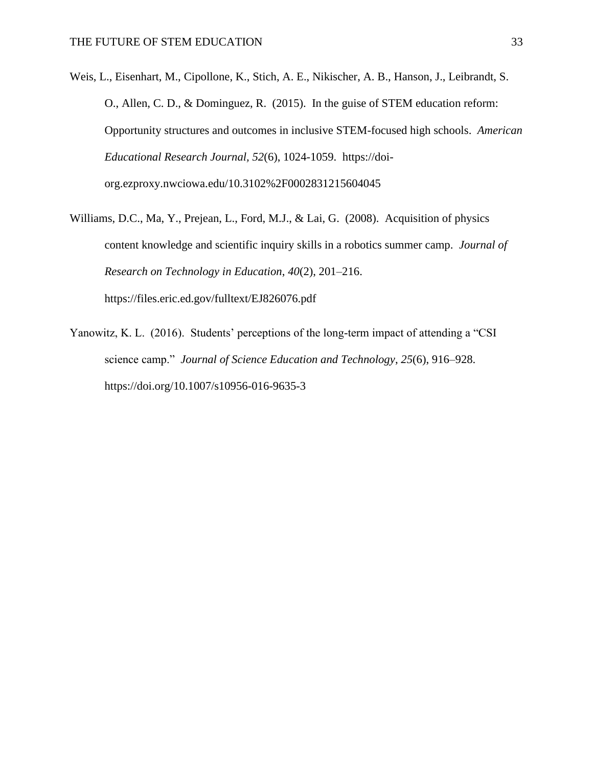Weis, L., Eisenhart, M., Cipollone, K., Stich, A. E., Nikischer, A. B., Hanson, J., Leibrandt, S. O., Allen, C. D., & Dominguez, R. (2015). In the guise of STEM education reform: Opportunity structures and outcomes in inclusive STEM-focused high schools. *American Educational Research Journal*, *52*(6), 1024-1059. https://doi-org.ezproxy.nwciowa.edu/10.3102%2F0002831215604045

Williams, D.C., Ma, Y., Prejean, L., Ford, M.J., & Lai, G. (2008). Acquisition of physics content knowledge and scientific inquiry skills in a robotics summer camp. *Journal of Research on Technology in Education*, *40*(2), 201–216. https://files.eric.ed.gov/fulltext/EJ826076.pdf

Yanowitz, K. L. (2016). Students' perceptions of the long-term impact of attending a "CSI science camp." *Journal of Science Education and Technology*, *25*(6), 916–928. https://doi.org/10.1007/s10956-016-9635-3